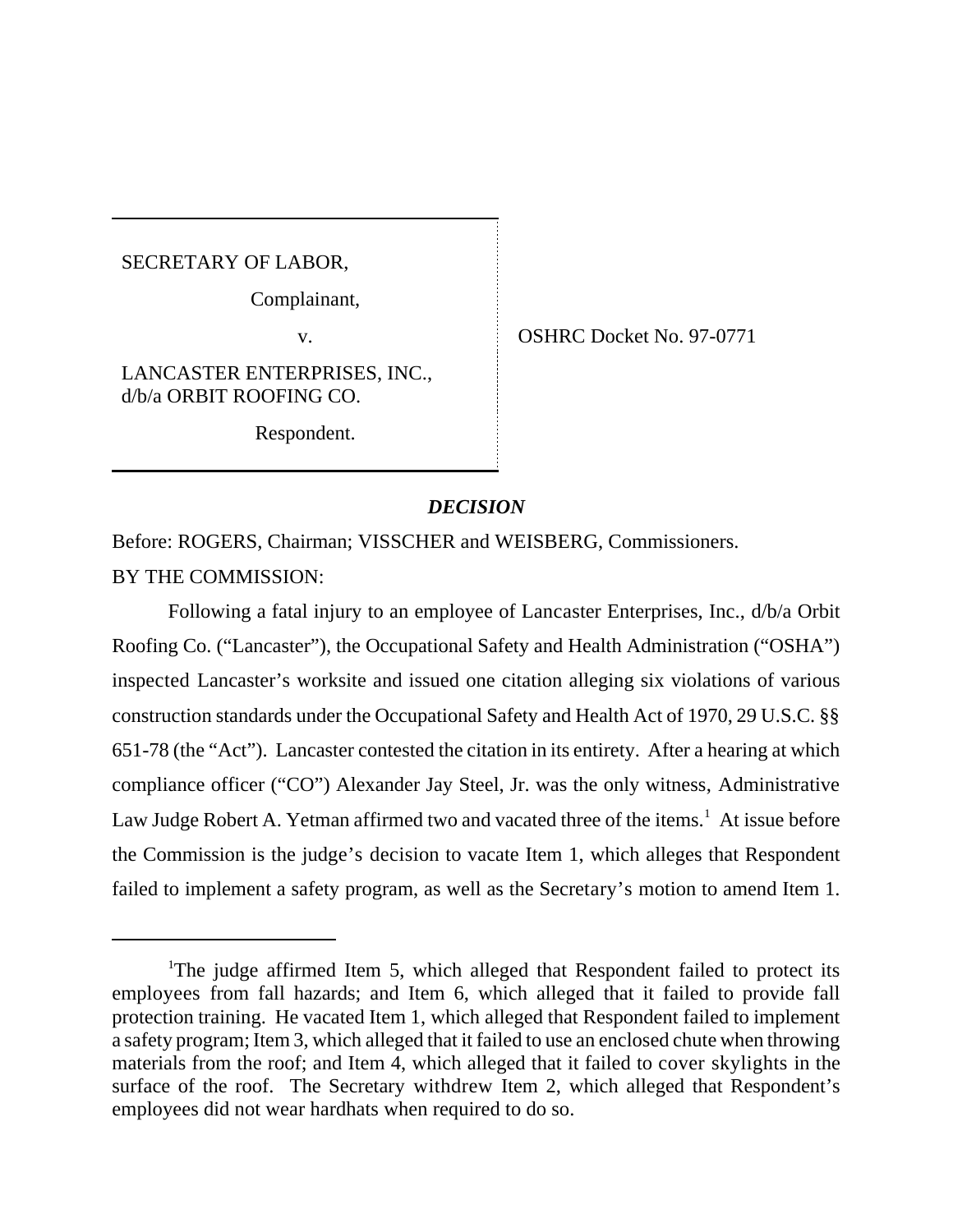SECRETARY OF LABOR,

Complainant,

v.

LANCASTER ENTERPRISES, INC., d/b/a ORBIT ROOFING CO.

Respondent.

OSHRC Docket No. 97-0771

## *DECISION*

Before: ROGERS, Chairman; VISSCHER and WEISBERG, Commissioners.

BY THE COMMISSION:

Following a fatal injury to an employee of Lancaster Enterprises, Inc., d/b/a Orbit Roofing Co. ("Lancaster"), the Occupational Safety and Health Administration ("OSHA") inspected Lancaster's worksite and issued one citation alleging six violations of various construction standards under the Occupational Safety and Health Act of 1970, 29 U.S.C. §§ 651-78 (the "Act"). Lancaster contested the citation in its entirety. After a hearing at which compliance officer ("CO") Alexander Jay Steel, Jr. was the only witness, Administrative Law Judge Robert A. Yetman affirmed two and vacated three of the items.[1] At issue before the Commission is the judge's decision to vacate Item 1, which alleges that Respondent failed to implement a safety program, as well as the Secretary's motion to amend Item 1.

[1]The judge affirmed Item 5, which alleged that Respondent failed to protect its employees from fall hazards; and Item 6, which alleged that it failed to provide fall protection training. He vacated Item 1, which alleged that Respondent failed to implement a safety program; Item 3, which alleged that it failed to use an enclosed chute when throwing materials from the roof; and Item 4, which alleged that it failed to cover skylights in the surface of the roof. The Secretary withdrew Item 2, which alleged that Respondent's employees did not wear hardhats when required to do so.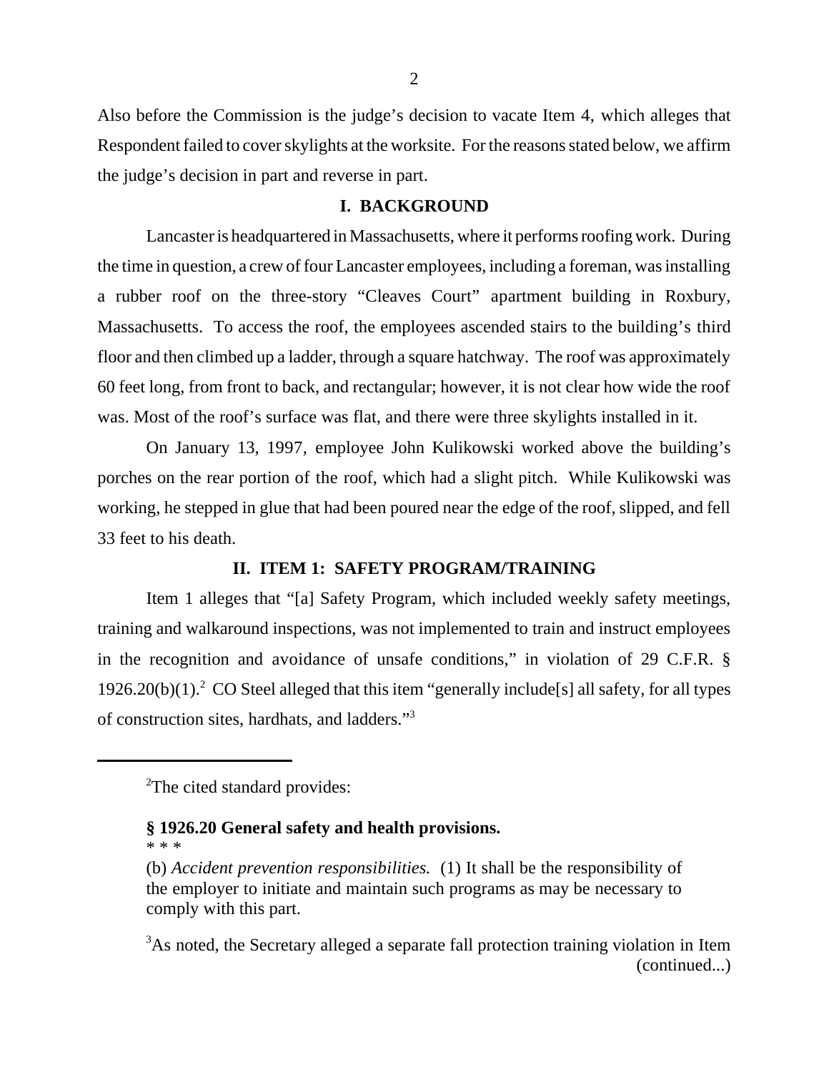Also before the Commission is the judge's decision to vacate Item 4, which alleges that Respondent failed to cover skylights at the worksite. For the reasons stated below, we affirm the judge's decision in part and reverse in part.

## I. BACKGROUND

Lancaster is headquartered in Massachusetts, where it performs roofing work. During the time in question, a crew of four Lancaster employees, including a foreman, was installing a rubber roof on the three-story "Cleaves Court" apartment building in Roxbury, Massachusetts. To access the roof, the employees ascended stairs to the building's third floor and then climbed up a ladder, through a square hatchway. The roof was approximately 60 feet long, from front to back, and rectangular; however, it is not clear how wide the roof was. Most of the roof's surface was flat, and there were three skylights installed in it.

On January 13, 1997, employee John Kulikowski worked above the building's porches on the rear portion of the roof, which had a slight pitch. While Kulikowski was working, he stepped in glue that had been poured near the edge of the roof, slipped, and fell 33 feet to his death.

## II. ITEM 1: SAFETY PROGRAM/TRAINING

Item 1 alleges that "[a] Safety Program, which included weekly safety meetings, training and walkaround inspections, was not implemented to train and instruct employees in the recognition and avoidance of unsafe conditions," in violation of 29 C.F.R. § 1926.20(b)(1).[2] CO Steel alleged that this item "generally include[s] all safety, for all types of construction sites, hardhats, and ladders."[3]

---

[2]The cited standard provides:

> **§ 1926.20 General safety and health provisions.**
>
> \* \* \*
>
> (b) *Accident prevention responsibilities.* (1) It shall be the responsibility of the employer to initiate and maintain such programs as may be necessary to comply with this part.

[3]As noted, the Secretary alleged a separate fall protection training violation in Item (continued...)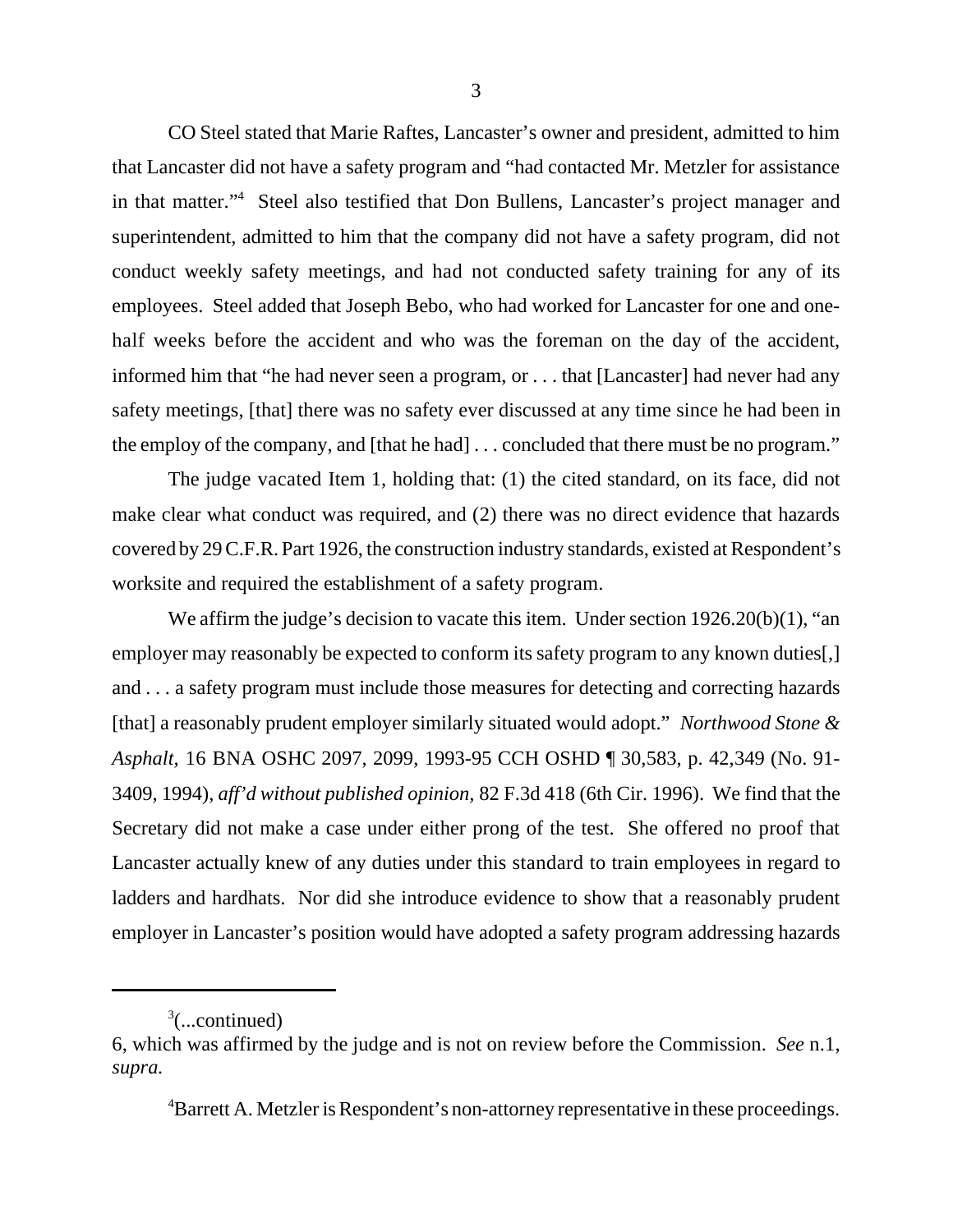CO Steel stated that Marie Raftes, Lancaster's owner and president, admitted to him that Lancaster did not have a safety program and "had contacted Mr. Metzler for assistance in that matter."[4] Steel also testified that Don Bullens, Lancaster's project manager and superintendent, admitted to him that the company did not have a safety program, did not conduct weekly safety meetings, and had not conducted safety training for any of its employees. Steel added that Joseph Bebo, who had worked for Lancaster for one and one-half weeks before the accident and who was the foreman on the day of the accident, informed him that "he had never seen a program, or . . . that [Lancaster] had never had any safety meetings, [that] there was no safety ever discussed at any time since he had been in the employ of the company, and [that he had] . . . concluded that there must be no program."

The judge vacated Item 1, holding that: (1) the cited standard, on its face, did not make clear what conduct was required, and (2) there was no direct evidence that hazards covered by 29 C.F.R. Part 1926, the construction industry standards, existed at Respondent's worksite and required the establishment of a safety program.

We affirm the judge's decision to vacate this item. Under section 1926.20(b)(1), "an employer may reasonably be expected to conform its safety program to any known duties[,] and . . . a safety program must include those measures for detecting and correcting hazards [that] a reasonably prudent employer similarly situated would adopt." *Northwood Stone & Asphalt*, 16 BNA OSHC 2097, 2099, 1993-95 CCH OSHD ¶ 30,583, p. 42,349 (No. 91-3409, 1994), *aff'd without published opinion*, 82 F.3d 418 (6th Cir. 1996). We find that the Secretary did not make a case under either prong of the test. She offered no proof that Lancaster actually knew of any duties under this standard to train employees in regard to ladders and hardhats. Nor did she introduce evidence to show that a reasonably prudent employer in Lancaster's position would have adopted a safety program addressing hazards

---

[3](...continued)
6, which was affirmed by the judge and is not on review before the Commission. *See* n.1, *supra.*

[4]Barrett A. Metzler is Respondent's non-attorney representative in these proceedings.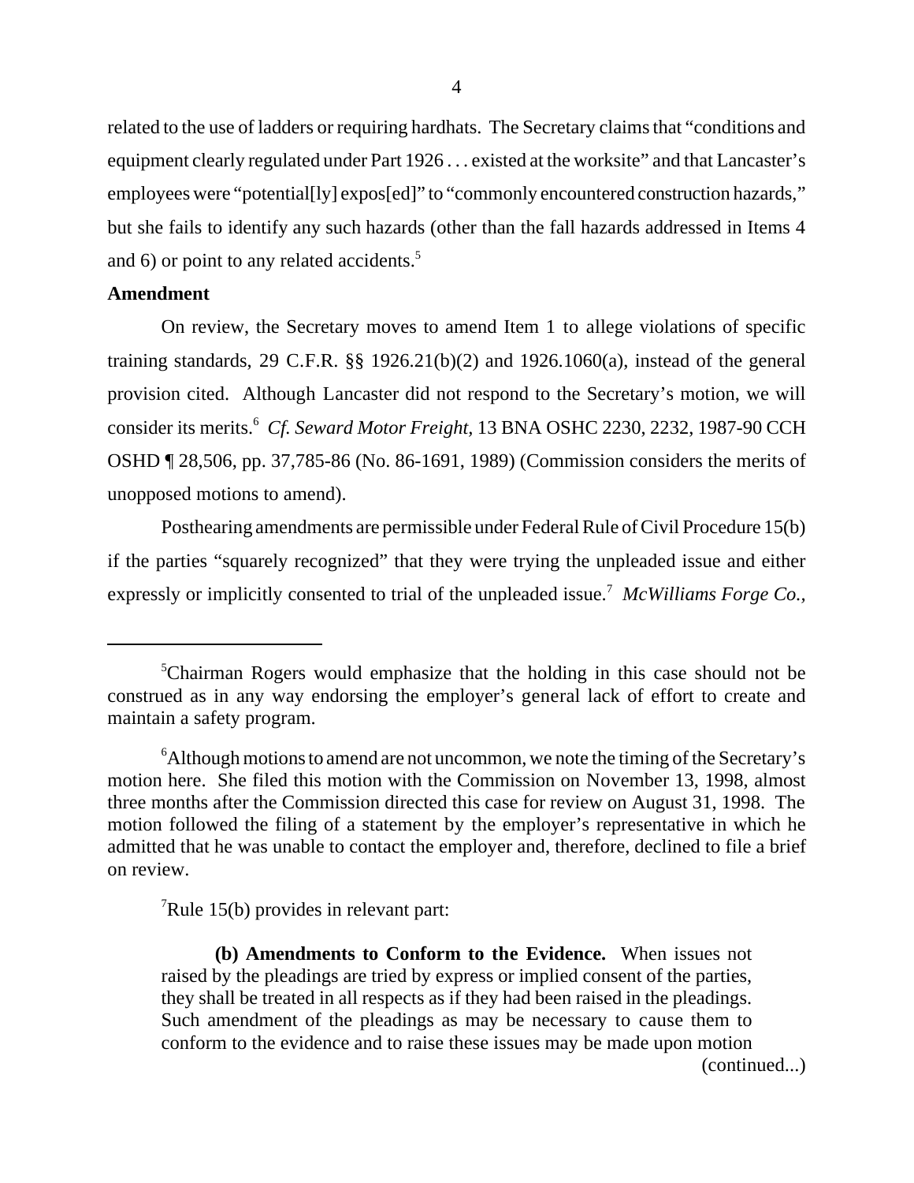related to the use of ladders or requiring hardhats. The Secretary claims that "conditions and equipment clearly regulated under Part 1926 . . . existed at the worksite" and that Lancaster's employees were "potential[ly] expos[ed]" to "commonly encountered construction hazards," but she fails to identify any such hazards (other than the fall hazards addressed in Items 4 and 6) or point to any related accidents.[5]

**Amendment**

On review, the Secretary moves to amend Item 1 to allege violations of specific training standards, 29 C.F.R. §§ 1926.21(b)(2) and 1926.1060(a), instead of the general provision cited. Although Lancaster did not respond to the Secretary's motion, we will consider its merits.[6] *Cf. Seward Motor Freight,* 13 BNA OSHC 2230, 2232, 1987-90 CCH OSHD ¶ 28,506, pp. 37,785-86 (No. 86-1691, 1989) (Commission considers the merits of unopposed motions to amend).

Posthearing amendments are permissible under Federal Rule of Civil Procedure 15(b) if the parties "squarely recognized" that they were trying the unpleaded issue and either expressly or implicitly consented to trial of the unpleaded issue.[7] *McWilliams Forge Co.,*

---

[5]Chairman Rogers would emphasize that the holding in this case should not be construed as in any way endorsing the employer's general lack of effort to create and maintain a safety program.

[6]Although motions to amend are not uncommon, we note the timing of the Secretary's motion here. She filed this motion with the Commission on November 13, 1998, almost three months after the Commission directed this case for review on August 31, 1998. The motion followed the filing of a statement by the employer's representative in which he admitted that he was unable to contact the employer and, therefore, declined to file a brief on review.

[7]Rule 15(b) provides in relevant part:

> **(b) Amendments to Conform to the Evidence.** When issues not raised by the pleadings are tried by express or implied consent of the parties, they shall be treated in all respects as if they had been raised in the pleadings. Such amendment of the pleadings as may be necessary to cause them to conform to the evidence and to raise these issues may be made upon motion
>
> (continued...)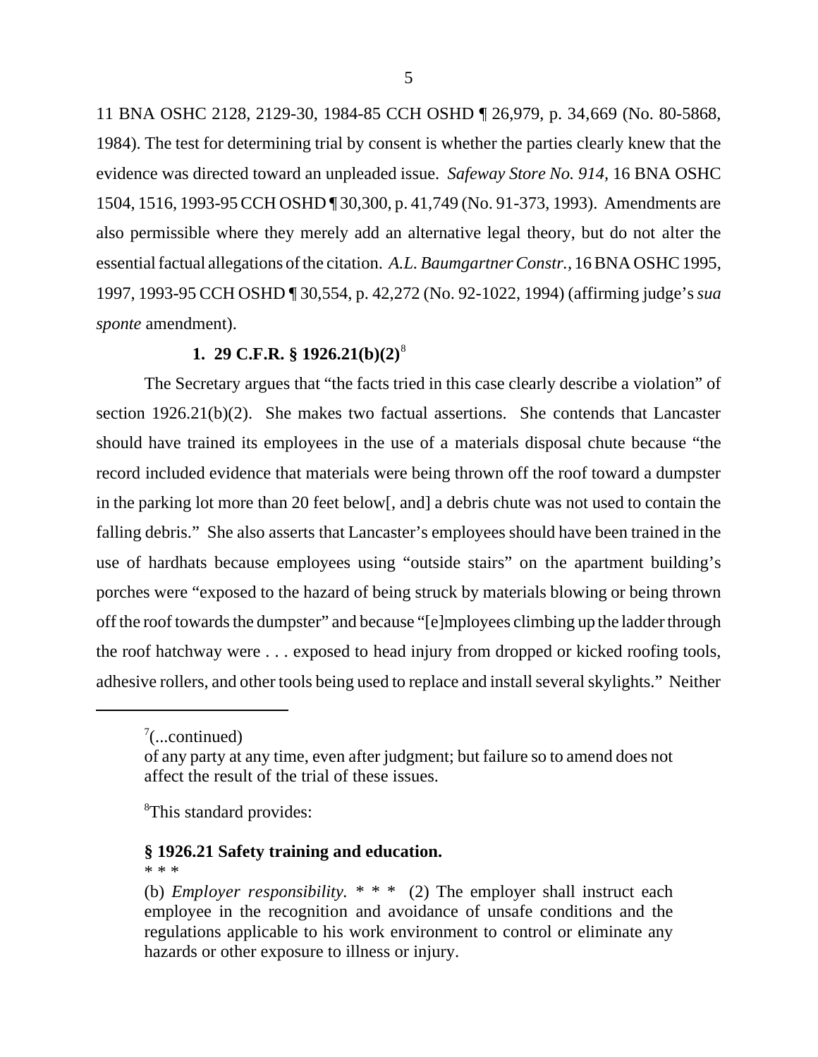11 BNA OSHC 2128, 2129-30, 1984-85 CCH OSHD ¶ 26,979, p. 34,669 (No. 80-5868, 1984). The test for determining trial by consent is whether the parties clearly knew that the evidence was directed toward an unpleaded issue. *Safeway Store No. 914*, 16 BNA OSHC 1504, 1516, 1993-95 CCH OSHD ¶ 30,300, p. 41,749 (No. 91-373, 1993). Amendments are also permissible where they merely add an alternative legal theory, but do not alter the essential factual allegations of the citation. *A.L. Baumgartner Constr.*, 16 BNA OSHC 1995, 1997, 1993-95 CCH OSHD ¶ 30,554, p. 42,272 (No. 92-1022, 1994) (affirming judge's *sua sponte* amendment).

### 1. 29 C.F.R. § 1926.21(b)(2)[8]

The Secretary argues that "the facts tried in this case clearly describe a violation" of section 1926.21(b)(2). She makes two factual assertions. She contends that Lancaster should have trained its employees in the use of a materials disposal chute because "the record included evidence that materials were being thrown off the roof toward a dumpster in the parking lot more than 20 feet below[, and] a debris chute was not used to contain the falling debris." She also asserts that Lancaster's employees should have been trained in the use of hardhats because employees using "outside stairs" on the apartment building's porches were "exposed to the hazard of being struck by materials blowing or being thrown off the roof towards the dumpster" and because "[e]mployees climbing up the ladder through the roof hatchway were . . . exposed to head injury from dropped or kicked roofing tools, adhesive rollers, and other tools being used to replace and install several skylights." Neither

---

[7](...continued)
of any party at any time, even after judgment; but failure so to amend does not affect the result of the trial of these issues.

[8]This standard provides:

**§ 1926.21 Safety training and education.**
* * *
(b) *Employer responsibility.* * * * (2) The employer shall instruct each employee in the recognition and avoidance of unsafe conditions and the regulations applicable to his work environment to control or eliminate any hazards or other exposure to illness or injury.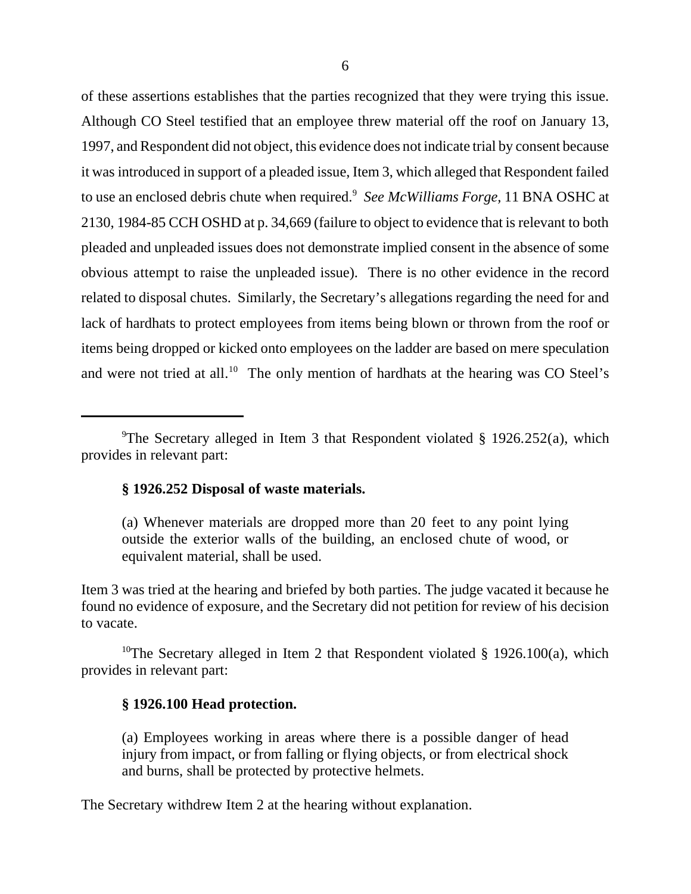of these assertions establishes that the parties recognized that they were trying this issue. Although CO Steel testified that an employee threw material off the roof on January 13, 1997, and Respondent did not object, this evidence does not indicate trial by consent because it was introduced in support of a pleaded issue, Item 3, which alleged that Respondent failed to use an enclosed debris chute when required.[9] *See McWilliams Forge,* 11 BNA OSHC at 2130, 1984-85 CCH OSHD at p. 34,669 (failure to object to evidence that is relevant to both pleaded and unpleaded issues does not demonstrate implied consent in the absence of some obvious attempt to raise the unpleaded issue). There is no other evidence in the record related to disposal chutes. Similarly, the Secretary's allegations regarding the need for and lack of hardhats to protect employees from items being blown or thrown from the roof or items being dropped or kicked onto employees on the ladder are based on mere speculation and were not tried at all.[10] The only mention of hardhats at the hearing was CO Steel's

---

[9]The Secretary alleged in Item 3 that Respondent violated § 1926.252(a), which provides in relevant part:

> **§ 1926.252 Disposal of waste materials.**
>
> (a) Whenever materials are dropped more than 20 feet to any point lying outside the exterior walls of the building, an enclosed chute of wood, or equivalent material, shall be used.

Item 3 was tried at the hearing and briefed by both parties. The judge vacated it because he found no evidence of exposure, and the Secretary did not petition for review of his decision to vacate.

[10]The Secretary alleged in Item 2 that Respondent violated § 1926.100(a), which provides in relevant part:

> **§ 1926.100 Head protection.**
>
> (a) Employees working in areas where there is a possible danger of head injury from impact, or from falling or flying objects, or from electrical shock and burns, shall be protected by protective helmets.

The Secretary withdrew Item 2 at the hearing without explanation.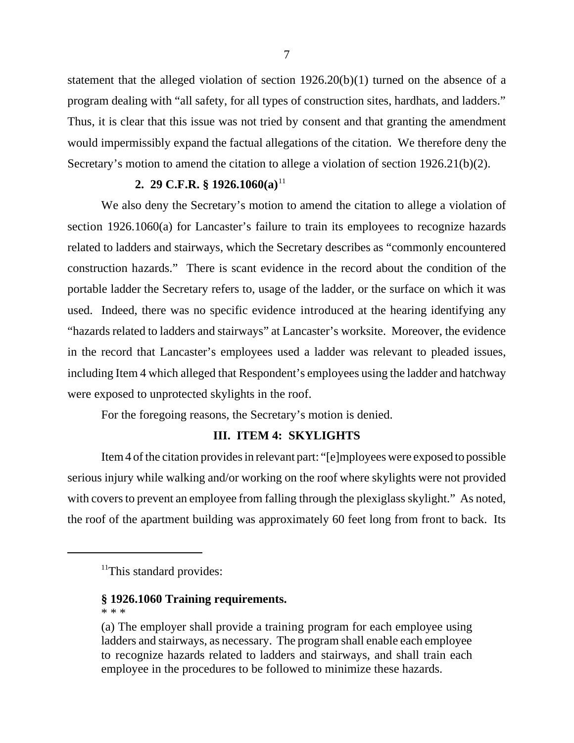statement that the alleged violation of section 1926.20(b)(1) turned on the absence of a program dealing with "all safety, for all types of construction sites, hardhats, and ladders." Thus, it is clear that this issue was not tried by consent and that granting the amendment would impermissibly expand the factual allegations of the citation. We therefore deny the Secretary's motion to amend the citation to allege a violation of section 1926.21(b)(2).

### 2. 29 C.F.R. § 1926.1060(a)[11]

We also deny the Secretary's motion to amend the citation to allege a violation of section 1926.1060(a) for Lancaster's failure to train its employees to recognize hazards related to ladders and stairways, which the Secretary describes as "commonly encountered construction hazards." There is scant evidence in the record about the condition of the portable ladder the Secretary refers to, usage of the ladder, or the surface on which it was used. Indeed, there was no specific evidence introduced at the hearing identifying any "hazards related to ladders and stairways" at Lancaster's worksite. Moreover, the evidence in the record that Lancaster's employees used a ladder was relevant to pleaded issues, including Item 4 which alleged that Respondent's employees using the ladder and hatchway were exposed to unprotected skylights in the roof.

For the foregoing reasons, the Secretary's motion is denied.

## III. ITEM 4: SKYLIGHTS

Item 4 of the citation provides in relevant part: "[e]mployees were exposed to possible serious injury while walking and/or working on the roof where skylights were not provided with covers to prevent an employee from falling through the plexiglass skylight." As noted, the roof of the apartment building was approximately 60 feet long from front to back. Its

---

[11]This standard provides:

**§ 1926.1060 Training requirements.**

* * *

(a) The employer shall provide a training program for each employee using ladders and stairways, as necessary. The program shall enable each employee to recognize hazards related to ladders and stairways, and shall train each employee in the procedures to be followed to minimize these hazards.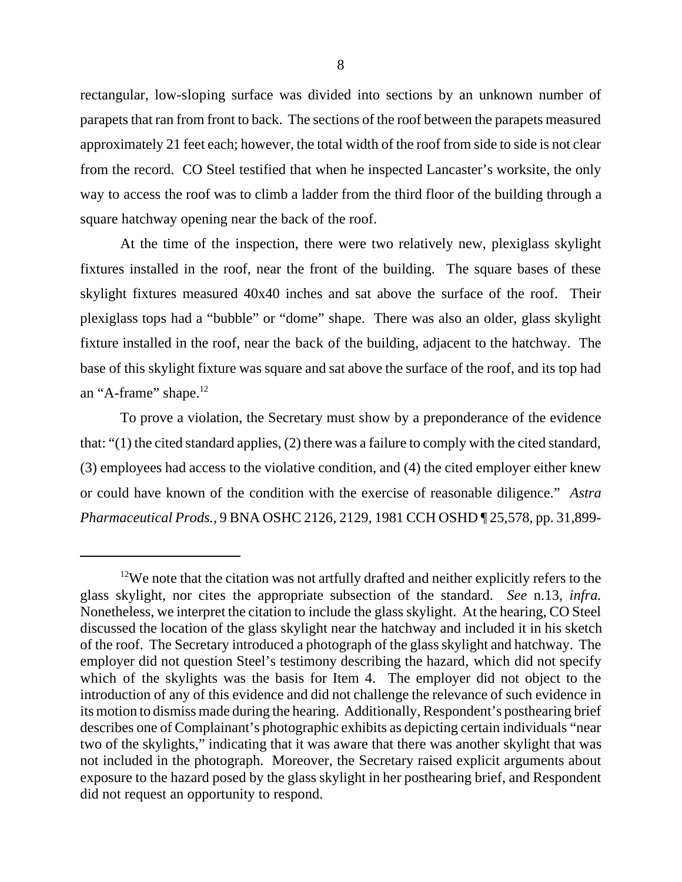rectangular, low-sloping surface was divided into sections by an unknown number of parapets that ran from front to back. The sections of the roof between the parapets measured approximately 21 feet each; however, the total width of the roof from side to side is not clear from the record. CO Steel testified that when he inspected Lancaster's worksite, the only way to access the roof was to climb a ladder from the third floor of the building through a square hatchway opening near the back of the roof.

At the time of the inspection, there were two relatively new, plexiglass skylight fixtures installed in the roof, near the front of the building. The square bases of these skylight fixtures measured 40x40 inches and sat above the surface of the roof. Their plexiglass tops had a "bubble" or "dome" shape. There was also an older, glass skylight fixture installed in the roof, near the back of the building, adjacent to the hatchway. The base of this skylight fixture was square and sat above the surface of the roof, and its top had an "A-frame" shape.[12]

To prove a violation, the Secretary must show by a preponderance of the evidence that: "(1) the cited standard applies, (2) there was a failure to comply with the cited standard, (3) employees had access to the violative condition, and (4) the cited employer either knew or could have known of the condition with the exercise of reasonable diligence." *Astra Pharmaceutical Prods.,* 9 BNA OSHC 2126, 2129, 1981 CCH OSHD ¶ 25,578, pp. 31,899-

---

[12]We note that the citation was not artfully drafted and neither explicitly refers to the glass skylight, nor cites the appropriate subsection of the standard. *See* n.13, *infra.* Nonetheless, we interpret the citation to include the glass skylight. At the hearing, CO Steel discussed the location of the glass skylight near the hatchway and included it in his sketch of the roof. The Secretary introduced a photograph of the glass skylight and hatchway. The employer did not question Steel's testimony describing the hazard, which did not specify which of the skylights was the basis for Item 4. The employer did not object to the introduction of any of this evidence and did not challenge the relevance of such evidence in its motion to dismiss made during the hearing. Additionally, Respondent's posthearing brief describes one of Complainant's photographic exhibits as depicting certain individuals "near two of the skylights," indicating that it was aware that there was another skylight that was not included in the photograph. Moreover, the Secretary raised explicit arguments about exposure to the hazard posed by the glass skylight in her posthearing brief, and Respondent did not request an opportunity to respond.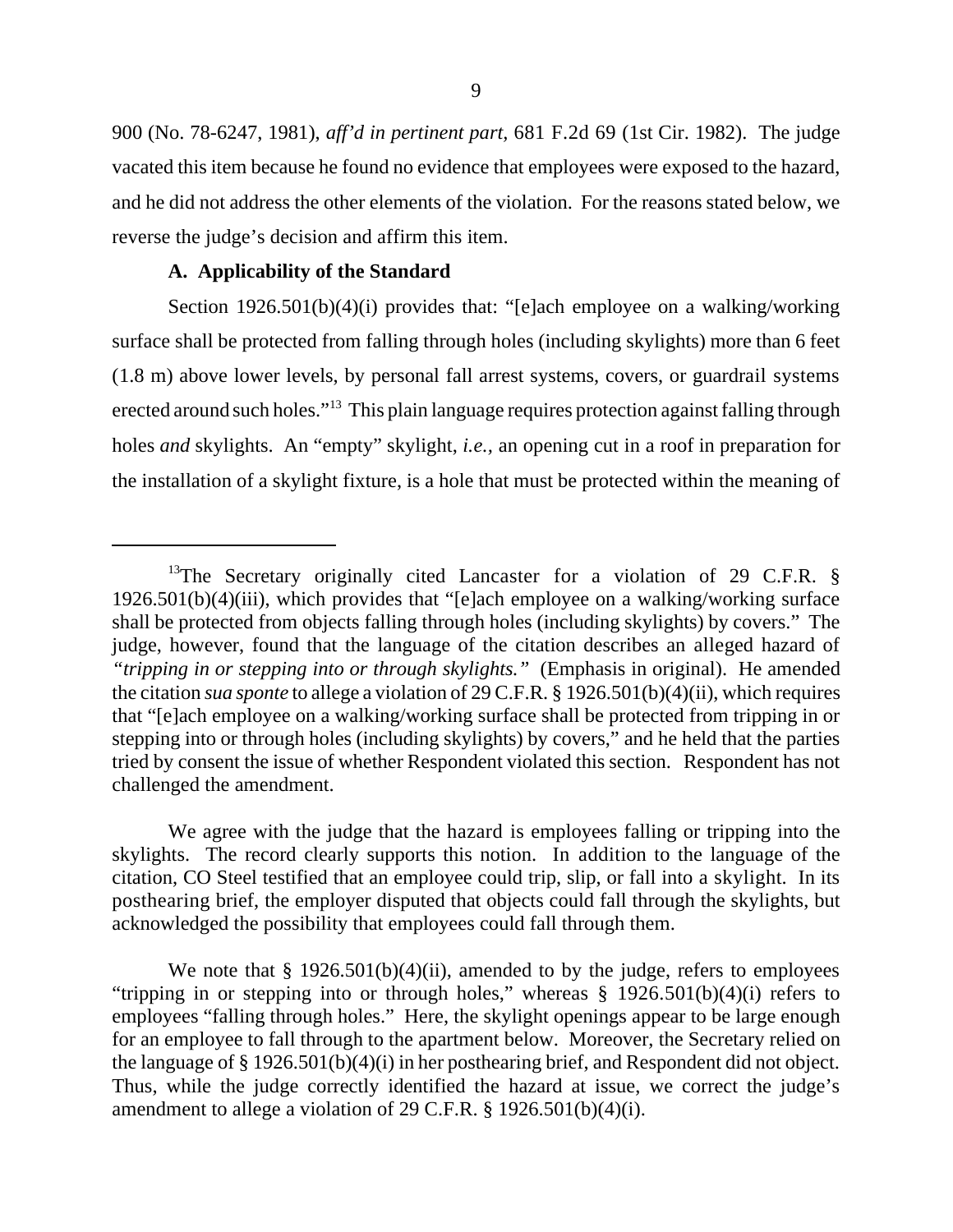900 (No. 78-6247, 1981), *aff'd in pertinent part*, 681 F.2d 69 (1st Cir. 1982). The judge vacated this item because he found no evidence that employees were exposed to the hazard, and he did not address the other elements of the violation. For the reasons stated below, we reverse the judge's decision and affirm this item.

**A. Applicability of the Standard**

Section 1926.501(b)(4)(i) provides that: "[e]ach employee on a walking/working surface shall be protected from falling through holes (including skylights) more than 6 feet (1.8 m) above lower levels, by personal fall arrest systems, covers, or guardrail systems erected around such holes."[13] This plain language requires protection against falling through holes *and* skylights. An "empty" skylight, *i.e.,* an opening cut in a roof in preparation for the installation of a skylight fixture, is a hole that must be protected within the meaning of

---

[13]The Secretary originally cited Lancaster for a violation of 29 C.F.R. § 1926.501(b)(4)(iii), which provides that "[e]ach employee on a walking/working surface shall be protected from objects falling through holes (including skylights) by covers." The judge, however, found that the language of the citation describes an alleged hazard of *"tripping in or stepping into or through skylights."* (Emphasis in original). He amended the citation *sua sponte* to allege a violation of 29 C.F.R. § 1926.501(b)(4)(ii), which requires that "[e]ach employee on a walking/working surface shall be protected from tripping in or stepping into or through holes (including skylights) by covers," and he held that the parties tried by consent the issue of whether Respondent violated this section. Respondent has not challenged the amendment.

We agree with the judge that the hazard is employees falling or tripping into the skylights. The record clearly supports this notion. In addition to the language of the citation, CO Steel testified that an employee could trip, slip, or fall into a skylight. In its posthearing brief, the employer disputed that objects could fall through the skylights, but acknowledged the possibility that employees could fall through them.

We note that § 1926.501(b)(4)(ii), amended to by the judge, refers to employees "tripping in or stepping into or through holes," whereas § 1926.501(b)(4)(i) refers to employees "falling through holes." Here, the skylight openings appear to be large enough for an employee to fall through to the apartment below. Moreover, the Secretary relied on the language of § 1926.501(b)(4)(i) in her posthearing brief, and Respondent did not object. Thus, while the judge correctly identified the hazard at issue, we correct the judge's amendment to allege a violation of 29 C.F.R. § 1926.501(b)(4)(i).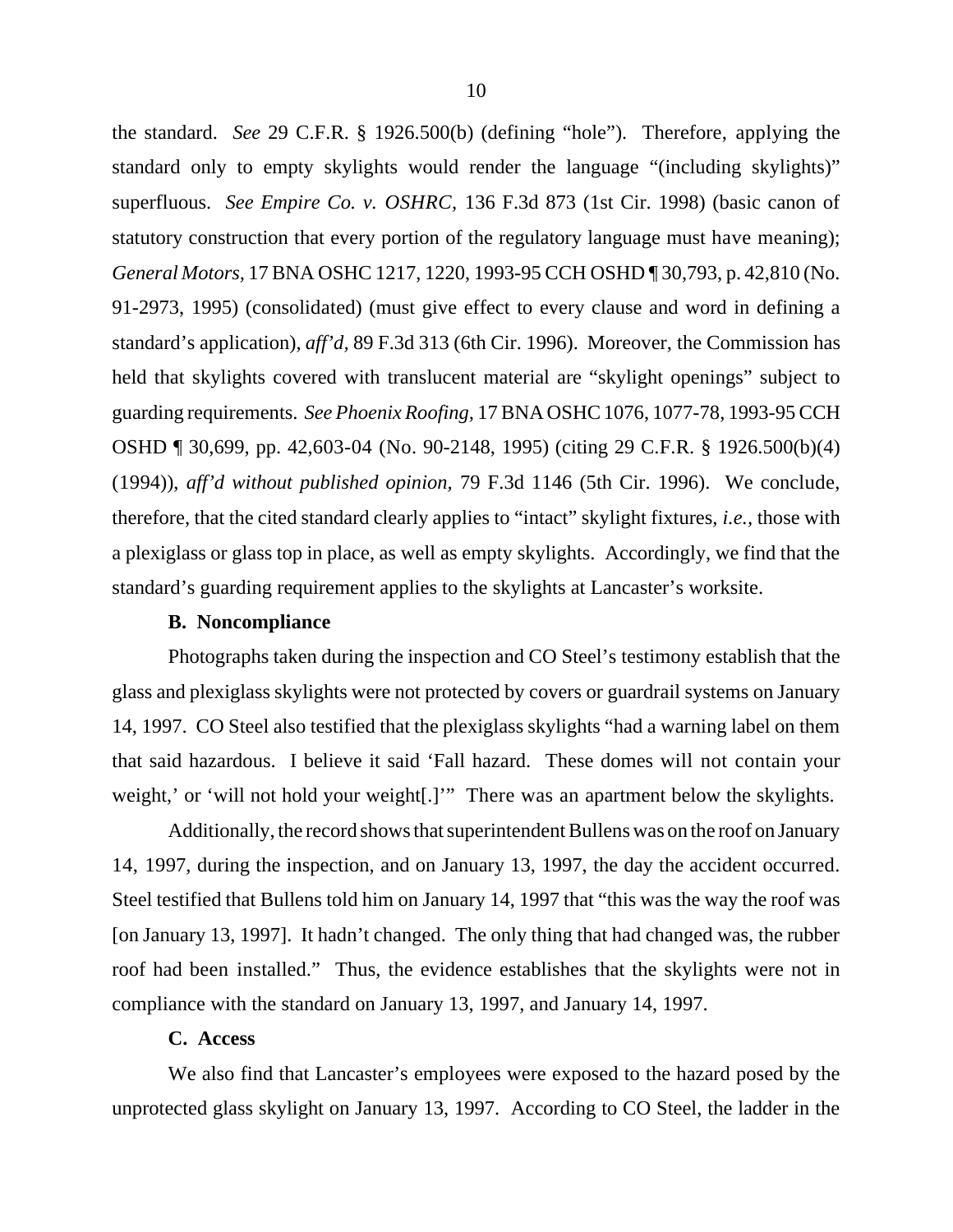the standard. *See* 29 C.F.R. § 1926.500(b) (defining "hole"). Therefore, applying the standard only to empty skylights would render the language "(including skylights)" superfluous. *See Empire Co. v. OSHRC,* 136 F.3d 873 (1st Cir. 1998) (basic canon of statutory construction that every portion of the regulatory language must have meaning); *General Motors,* 17 BNA OSHC 1217, 1220, 1993-95 CCH OSHD ¶ 30,793, p. 42,810 (No. 91-2973, 1995) (consolidated) (must give effect to every clause and word in defining a standard's application), *aff'd,* 89 F.3d 313 (6th Cir. 1996). Moreover, the Commission has held that skylights covered with translucent material are "skylight openings" subject to guarding requirements. *See Phoenix Roofing,* 17 BNA OSHC 1076, 1077-78, 1993-95 CCH OSHD ¶ 30,699, pp. 42,603-04 (No. 90-2148, 1995) (citing 29 C.F.R. § 1926.500(b)(4) (1994)), *aff'd without published opinion,* 79 F.3d 1146 (5th Cir. 1996). We conclude, therefore, that the cited standard clearly applies to "intact" skylight fixtures, *i.e.*, those with a plexiglass or glass top in place, as well as empty skylights. Accordingly, we find that the standard's guarding requirement applies to the skylights at Lancaster's worksite.

**B. Noncompliance**

Photographs taken during the inspection and CO Steel's testimony establish that the glass and plexiglass skylights were not protected by covers or guardrail systems on January 14, 1997. CO Steel also testified that the plexiglass skylights "had a warning label on them that said hazardous. I believe it said 'Fall hazard. These domes will not contain your weight,' or 'will not hold your weight[.]'" There was an apartment below the skylights.

Additionally, the record shows that superintendent Bullens was on the roof on January 14, 1997, during the inspection, and on January 13, 1997, the day the accident occurred. Steel testified that Bullens told him on January 14, 1997 that "this was the way the roof was [on January 13, 1997]. It hadn't changed. The only thing that had changed was, the rubber roof had been installed." Thus, the evidence establishes that the skylights were not in compliance with the standard on January 13, 1997, and January 14, 1997.

**C. Access**

We also find that Lancaster's employees were exposed to the hazard posed by the unprotected glass skylight on January 13, 1997. According to CO Steel, the ladder in the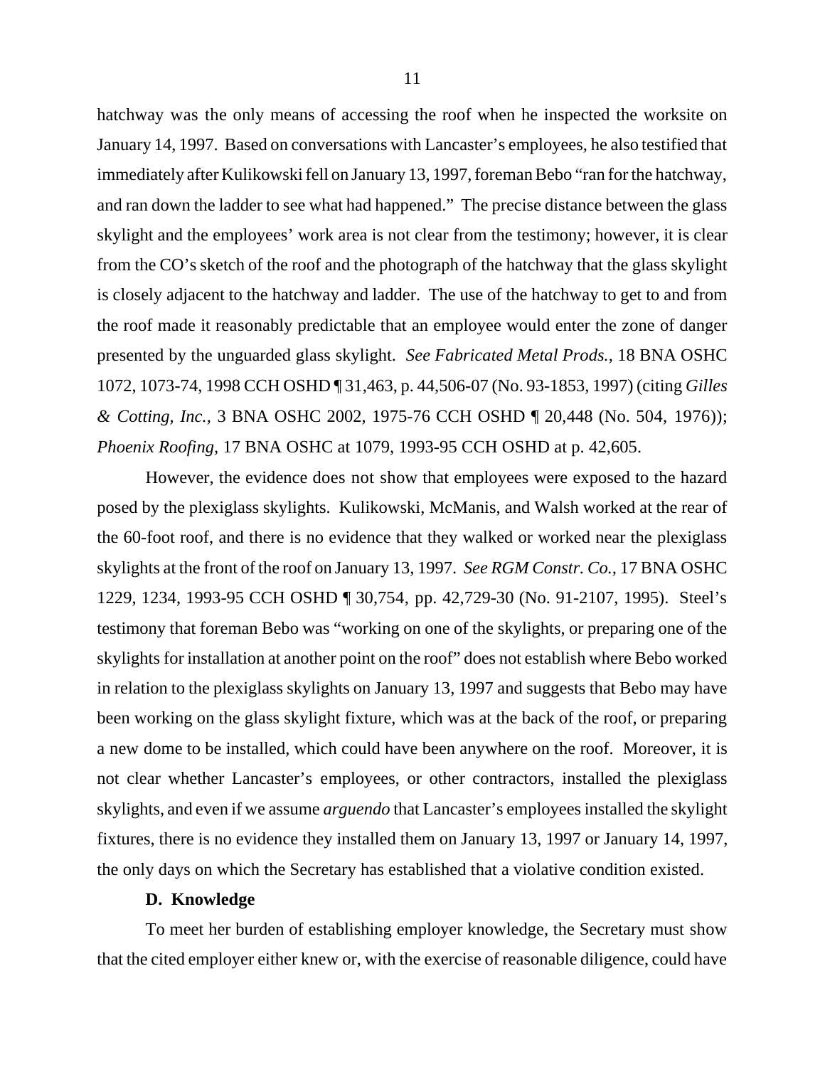hatchway was the only means of accessing the roof when he inspected the worksite on January 14, 1997. Based on conversations with Lancaster's employees, he also testified that immediately after Kulikowski fell on January 13, 1997, foreman Bebo "ran for the hatchway, and ran down the ladder to see what had happened." The precise distance between the glass skylight and the employees' work area is not clear from the testimony; however, it is clear from the CO's sketch of the roof and the photograph of the hatchway that the glass skylight is closely adjacent to the hatchway and ladder. The use of the hatchway to get to and from the roof made it reasonably predictable that an employee would enter the zone of danger presented by the unguarded glass skylight. *See Fabricated Metal Prods.*, 18 BNA OSHC 1072, 1073-74, 1998 CCH OSHD ¶ 31,463, p. 44,506-07 (No. 93-1853, 1997) (citing *Gilles & Cotting, Inc.*, 3 BNA OSHC 2002, 1975-76 CCH OSHD ¶ 20,448 (No. 504, 1976)); *Phoenix Roofing*, 17 BNA OSHC at 1079, 1993-95 CCH OSHD at p. 42,605.

However, the evidence does not show that employees were exposed to the hazard posed by the plexiglass skylights. Kulikowski, McManis, and Walsh worked at the rear of the 60-foot roof, and there is no evidence that they walked or worked near the plexiglass skylights at the front of the roof on January 13, 1997. *See RGM Constr. Co.*, 17 BNA OSHC 1229, 1234, 1993-95 CCH OSHD ¶ 30,754, pp. 42,729-30 (No. 91-2107, 1995). Steel's testimony that foreman Bebo was "working on one of the skylights, or preparing one of the skylights for installation at another point on the roof" does not establish where Bebo worked in relation to the plexiglass skylights on January 13, 1997 and suggests that Bebo may have been working on the glass skylight fixture, which was at the back of the roof, or preparing a new dome to be installed, which could have been anywhere on the roof. Moreover, it is not clear whether Lancaster's employees, or other contractors, installed the plexiglass skylights, and even if we assume *arguendo* that Lancaster's employees installed the skylight fixtures, there is no evidence they installed them on January 13, 1997 or January 14, 1997, the only days on which the Secretary has established that a violative condition existed.

**D. Knowledge**

To meet her burden of establishing employer knowledge, the Secretary must show that the cited employer either knew or, with the exercise of reasonable diligence, could have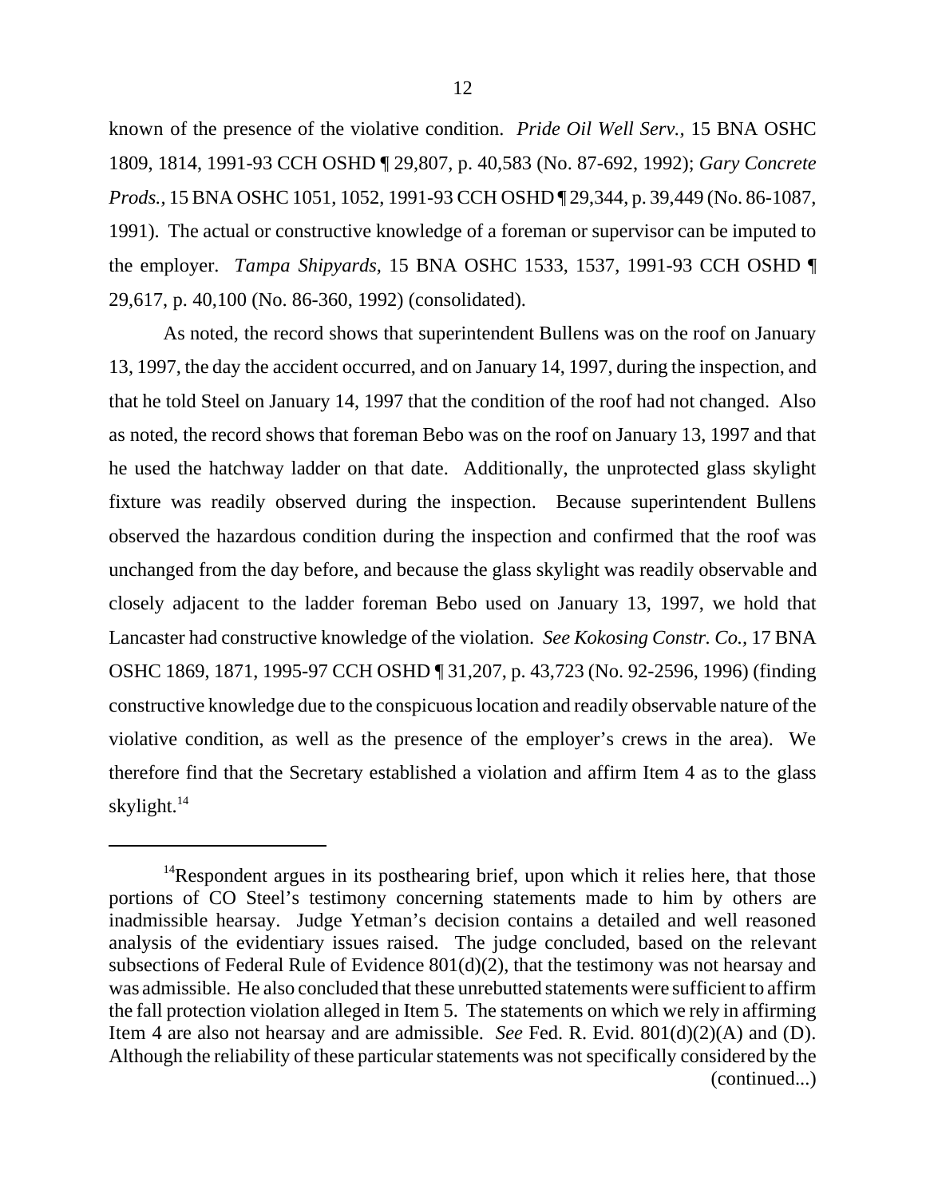known of the presence of the violative condition. *Pride Oil Well Serv.*, 15 BNA OSHC 1809, 1814, 1991-93 CCH OSHD ¶ 29,807, p. 40,583 (No. 87-692, 1992); *Gary Concrete Prods.*, 15 BNA OSHC 1051, 1052, 1991-93 CCH OSHD ¶ 29,344, p. 39,449 (No. 86-1087, 1991). The actual or constructive knowledge of a foreman or supervisor can be imputed to the employer. *Tampa Shipyards*, 15 BNA OSHC 1533, 1537, 1991-93 CCH OSHD ¶ 29,617, p. 40,100 (No. 86-360, 1992) (consolidated).

As noted, the record shows that superintendent Bullens was on the roof on January 13, 1997, the day the accident occurred, and on January 14, 1997, during the inspection, and that he told Steel on January 14, 1997 that the condition of the roof had not changed. Also as noted, the record shows that foreman Bebo was on the roof on January 13, 1997 and that he used the hatchway ladder on that date. Additionally, the unprotected glass skylight fixture was readily observed during the inspection. Because superintendent Bullens observed the hazardous condition during the inspection and confirmed that the roof was unchanged from the day before, and because the glass skylight was readily observable and closely adjacent to the ladder foreman Bebo used on January 13, 1997, we hold that Lancaster had constructive knowledge of the violation. *See Kokosing Constr. Co.*, 17 BNA OSHC 1869, 1871, 1995-97 CCH OSHD ¶ 31,207, p. 43,723 (No. 92-2596, 1996) (finding constructive knowledge due to the conspicuous location and readily observable nature of the violative condition, as well as the presence of the employer's crews in the area). We therefore find that the Secretary established a violation and affirm Item 4 as to the glass skylight.[14]

---

[14]Respondent argues in its posthearing brief, upon which it relies here, that those portions of CO Steel's testimony concerning statements made to him by others are inadmissible hearsay. Judge Yetman's decision contains a detailed and well reasoned analysis of the evidentiary issues raised. The judge concluded, based on the relevant subsections of Federal Rule of Evidence 801(d)(2), that the testimony was not hearsay and was admissible. He also concluded that these unrebutted statements were sufficient to affirm the fall protection violation alleged in Item 5. The statements on which we rely in affirming Item 4 are also not hearsay and are admissible. *See* Fed. R. Evid. 801(d)(2)(A) and (D). Although the reliability of these particular statements was not specifically considered by the (continued...)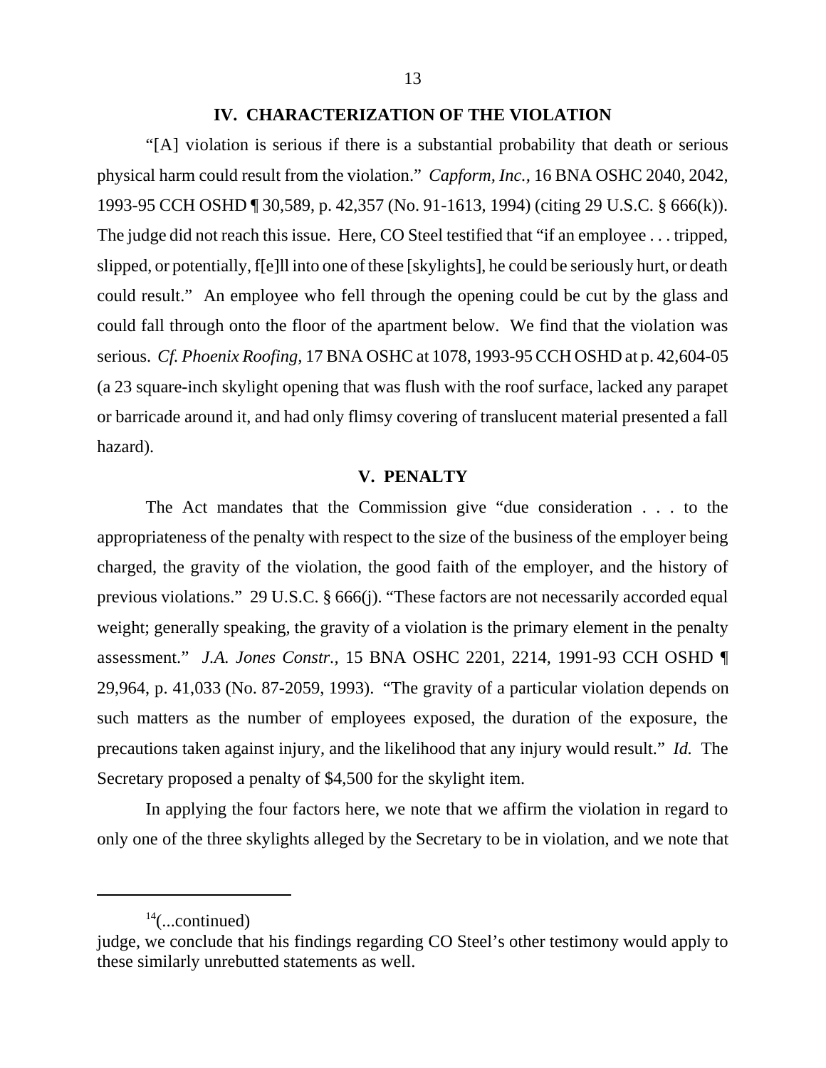## IV. CHARACTERIZATION OF THE VIOLATION

"[A] violation is serious if there is a substantial probability that death or serious physical harm could result from the violation." *Capform, Inc.*, 16 BNA OSHC 2040, 2042, 1993-95 CCH OSHD ¶ 30,589, p. 42,357 (No. 91-1613, 1994) (citing 29 U.S.C. § 666(k)). The judge did not reach this issue. Here, CO Steel testified that "if an employee . . . tripped, slipped, or potentially, f[e]ll into one of these [skylights], he could be seriously hurt, or death could result." An employee who fell through the opening could be cut by the glass and could fall through onto the floor of the apartment below. We find that the violation was serious. *Cf. Phoenix Roofing*, 17 BNA OSHC at 1078, 1993-95 CCH OSHD at p. 42,604-05 (a 23 square-inch skylight opening that was flush with the roof surface, lacked any parapet or barricade around it, and had only flimsy covering of translucent material presented a fall hazard).

## V. PENALTY

The Act mandates that the Commission give "due consideration . . . to the appropriateness of the penalty with respect to the size of the business of the employer being charged, the gravity of the violation, the good faith of the employer, and the history of previous violations." 29 U.S.C. § 666(j). "These factors are not necessarily accorded equal weight; generally speaking, the gravity of a violation is the primary element in the penalty assessment." *J.A. Jones Constr.*, 15 BNA OSHC 2201, 2214, 1991-93 CCH OSHD ¶ 29,964, p. 41,033 (No. 87-2059, 1993). "The gravity of a particular violation depends on such matters as the number of employees exposed, the duration of the exposure, the precautions taken against injury, and the likelihood that any injury would result." *Id.* The Secretary proposed a penalty of $4,500 for the skylight item.

In applying the four factors here, we note that we affirm the violation in regard to only one of the three skylights alleged by the Secretary to be in violation, and we note that

---

[14](...continued)
judge, we conclude that his findings regarding CO Steel's other testimony would apply to these similarly unrebutted statements as well.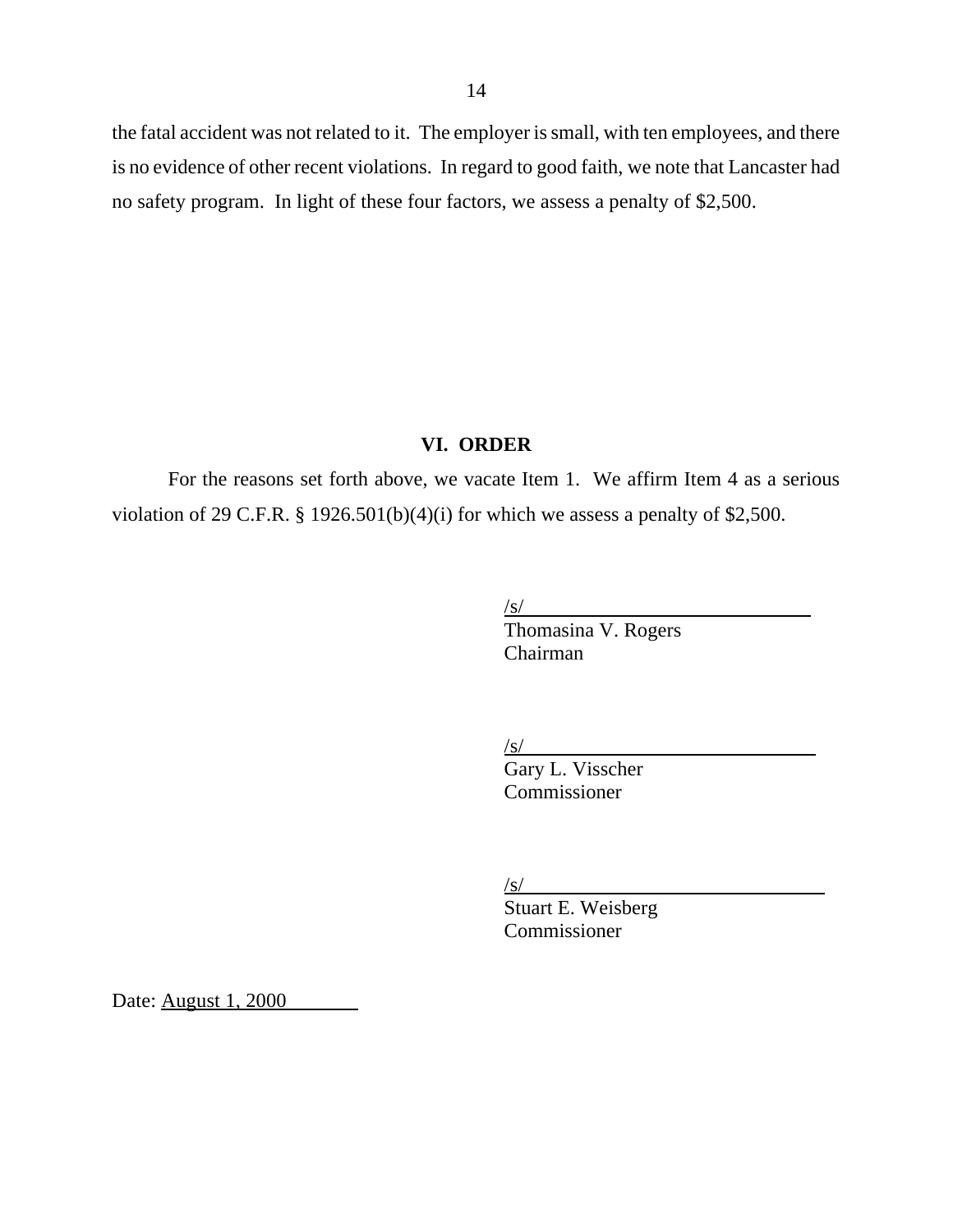the fatal accident was not related to it. The employer is small, with ten employees, and there is no evidence of other recent violations. In regard to good faith, we note that Lancaster had no safety program. In light of these four factors, we assess a penalty of $2,500.

## VI. ORDER

For the reasons set forth above, we vacate Item 1. We affirm Item 4 as a serious violation of 29 C.F.R. § 1926.501(b)(4)(i) for which we assess a penalty of $2,500.

/s/
Thomasina V. Rogers
Chairman

/s/
Gary L. Visscher
Commissioner

/s/
Stuart E. Weisberg
Commissioner

Date: August 1, 2000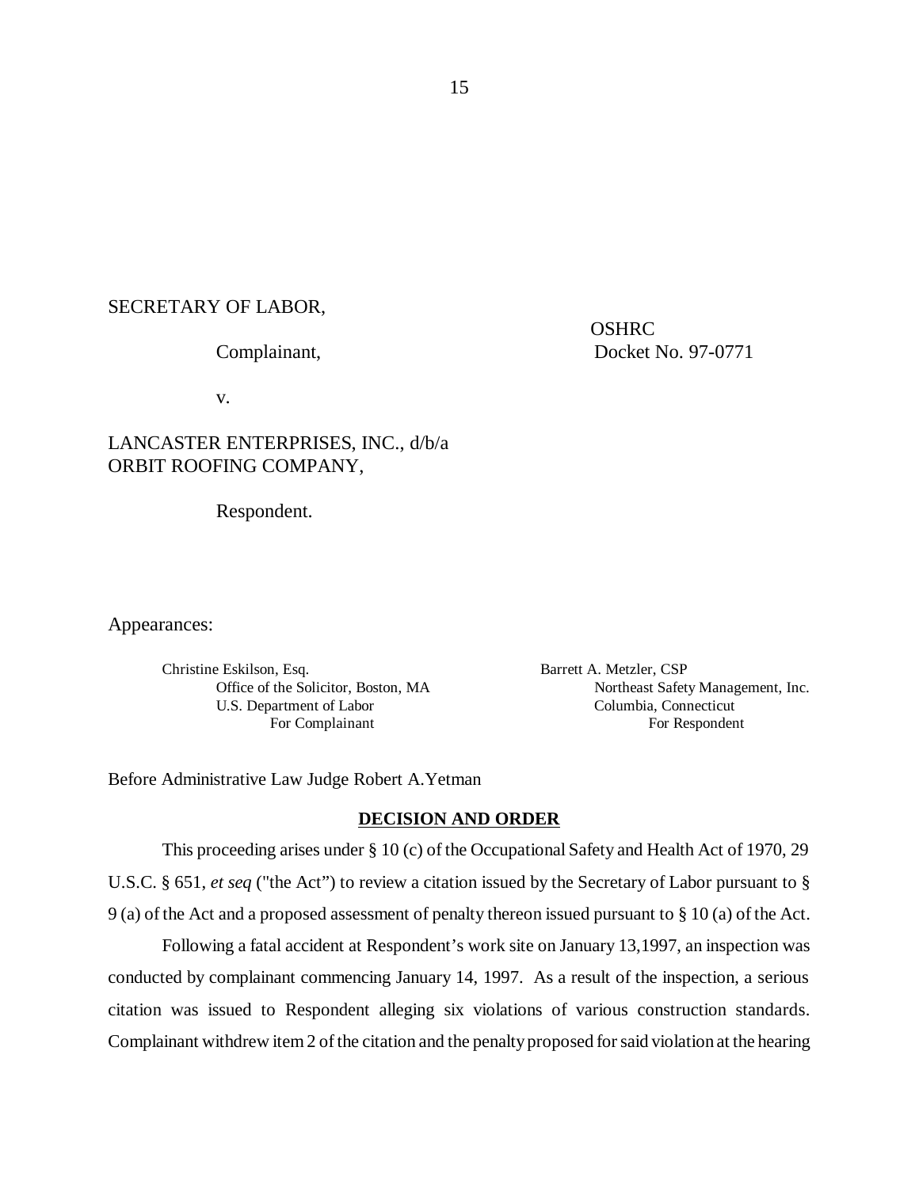SECRETARY OF LABOR,

Complainant,

v.

LANCASTER ENTERPRISES, INC., d/b/a
ORBIT ROOFING COMPANY,

Respondent.

OSHRC
Docket No. 97-0771

Appearances:

Christine Eskilson, Esq.
Office of the Solicitor, Boston, MA
U.S. Department of Labor
For Complainant

Barrett A. Metzler, CSP
Northeast Safety Management, Inc.
Columbia, Connecticut
For Respondent

Before Administrative Law Judge Robert A.Yetman

## DECISION AND ORDER

This proceeding arises under § 10 (c) of the Occupational Safety and Health Act of 1970, 29 U.S.C. § 651, *et seq* ("the Act") to review a citation issued by the Secretary of Labor pursuant to § 9 (a) of the Act and a proposed assessment of penalty thereon issued pursuant to § 10 (a) of the Act.

Following a fatal accident at Respondent's work site on January 13,1997, an inspection was conducted by complainant commencing January 14, 1997. As a result of the inspection, a serious citation was issued to Respondent alleging six violations of various construction standards. Complainant withdrew item 2 of the citation and the penalty proposed for said violation at the hearing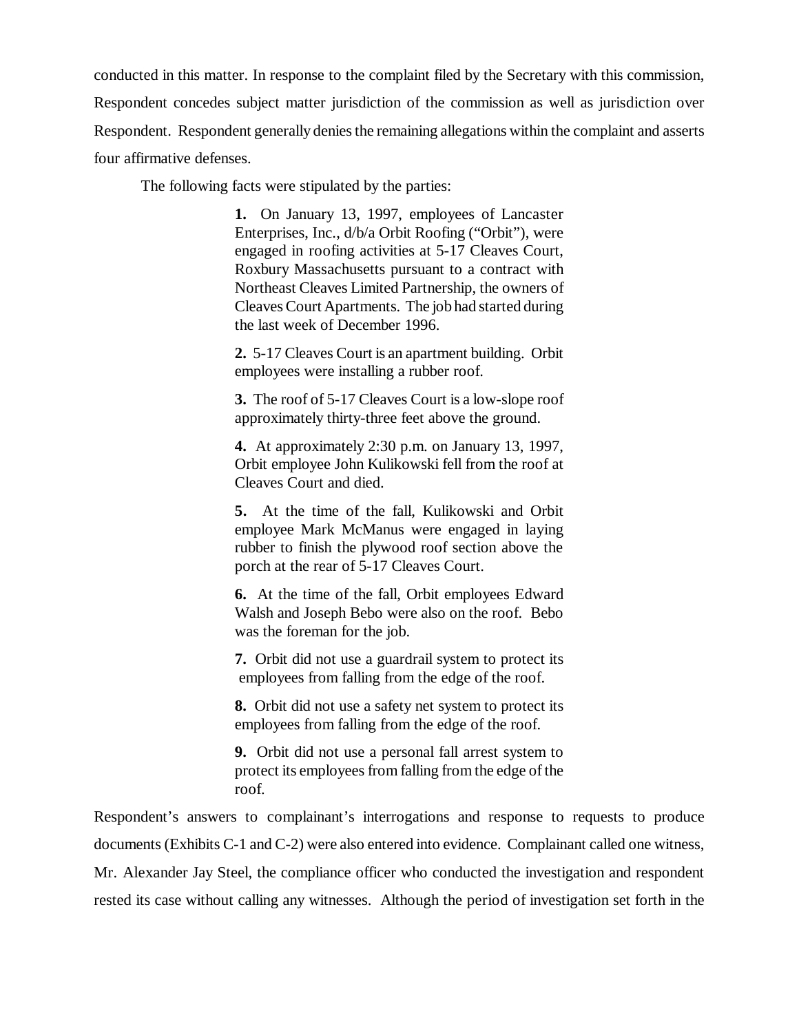conducted in this matter. In response to the complaint filed by the Secretary with this commission, Respondent concedes subject matter jurisdiction of the commission as well as jurisdiction over Respondent. Respondent generally denies the remaining allegations within the complaint and asserts four affirmative defenses.

The following facts were stipulated by the parties:

> **1.** On January 13, 1997, employees of Lancaster Enterprises, Inc., d/b/a Orbit Roofing ("Orbit"), were engaged in roofing activities at 5-17 Cleaves Court, Roxbury Massachusetts pursuant to a contract with Northeast Cleaves Limited Partnership, the owners of Cleaves Court Apartments. The job had started during the last week of December 1996.
>
> **2.** 5-17 Cleaves Court is an apartment building. Orbit employees were installing a rubber roof.
>
> **3.** The roof of 5-17 Cleaves Court is a low-slope roof approximately thirty-three feet above the ground.
>
> **4.** At approximately 2:30 p.m. on January 13, 1997, Orbit employee John Kulikowski fell from the roof at Cleaves Court and died.
>
> **5.** At the time of the fall, Kulikowski and Orbit employee Mark McManus were engaged in laying rubber to finish the plywood roof section above the porch at the rear of 5-17 Cleaves Court.
>
> **6.** At the time of the fall, Orbit employees Edward Walsh and Joseph Bebo were also on the roof. Bebo was the foreman for the job.
>
> **7.** Orbit did not use a guardrail system to protect its employees from falling from the edge of the roof.
>
> **8.** Orbit did not use a safety net system to protect its employees from falling from the edge of the roof.
>
> **9.** Orbit did not use a personal fall arrest system to protect its employees from falling from the edge of the roof.

Respondent's answers to complainant's interrogations and response to requests to produce documents (Exhibits C-1 and C-2) were also entered into evidence. Complainant called one witness, Mr. Alexander Jay Steel, the compliance officer who conducted the investigation and respondent rested its case without calling any witnesses. Although the period of investigation set forth in the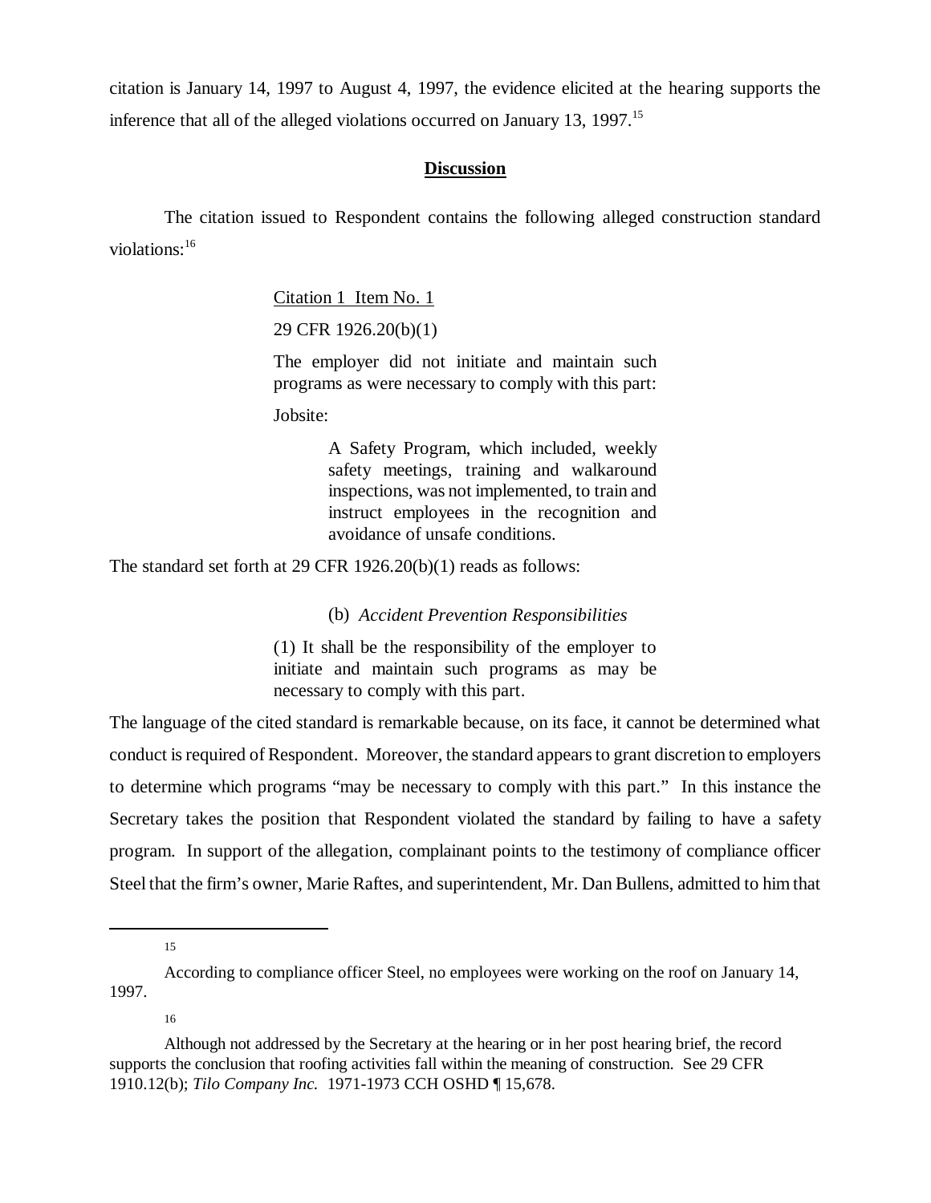citation is January 14, 1997 to August 4, 1997, the evidence elicited at the hearing supports the inference that all of the alleged violations occurred on January 13, 1997.[15]

## Discussion

The citation issued to Respondent contains the following alleged construction standard violations:[16]

> Citation 1 Item No. 1
>
> 29 CFR 1926.20(b)(1)
>
> The employer did not initiate and maintain such programs as were necessary to comply with this part:
>
> Jobsite:
>
> > A Safety Program, which included, weekly safety meetings, training and walkaround inspections, was not implemented, to train and instruct employees in the recognition and avoidance of unsafe conditions.

The standard set forth at 29 CFR 1926.20(b)(1) reads as follows:

> (b) *Accident Prevention Responsibilities*
>
> (1) It shall be the responsibility of the employer to initiate and maintain such programs as may be necessary to comply with this part.

The language of the cited standard is remarkable because, on its face, it cannot be determined what conduct is required of Respondent. Moreover, the standard appears to grant discretion to employers to determine which programs "may be necessary to comply with this part." In this instance the Secretary takes the position that Respondent violated the standard by failing to have a safety program. In support of the allegation, complainant points to the testimony of compliance officer Steel that the firm's owner, Marie Raftes, and superintendent, Mr. Dan Bullens, admitted to him that

---

[15] According to compliance officer Steel, no employees were working on the roof on January 14, 1997.

[16] Although not addressed by the Secretary at the hearing or in her post hearing brief, the record supports the conclusion that roofing activities fall within the meaning of construction. See 29 CFR 1910.12(b); *Tilo Company Inc.* 1971-1973 CCH OSHD ¶ 15,678.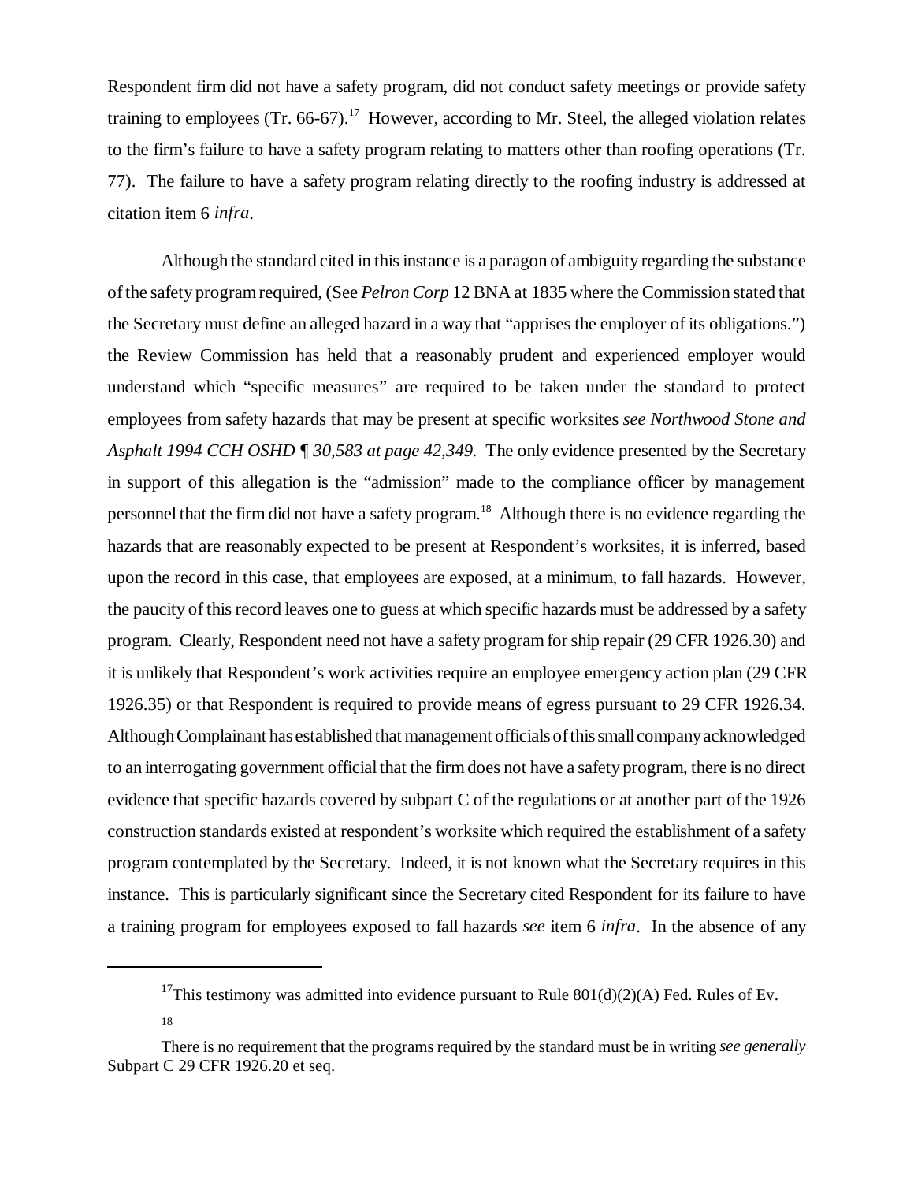Respondent firm did not have a safety program, did not conduct safety meetings or provide safety training to employees (Tr. 66-67).[17] However, according to Mr. Steel, the alleged violation relates to the firm's failure to have a safety program relating to matters other than roofing operations (Tr. 77). The failure to have a safety program relating directly to the roofing industry is addressed at citation item 6 *infra*.

Although the standard cited in this instance is a paragon of ambiguity regarding the substance of the safety program required, (See *Pelron Corp* 12 BNA at 1835 where the Commission stated that the Secretary must define an alleged hazard in a way that "apprises the employer of its obligations.") the Review Commission has held that a reasonably prudent and experienced employer would understand which "specific measures" are required to be taken under the standard to protect employees from safety hazards that may be present at specific worksites *see Northwood Stone and Asphalt 1994 CCH OSHD ¶ 30,583 at page 42,349.* The only evidence presented by the Secretary in support of this allegation is the "admission" made to the compliance officer by management personnel that the firm did not have a safety program.[18] Although there is no evidence regarding the hazards that are reasonably expected to be present at Respondent's worksites, it is inferred, based upon the record in this case, that employees are exposed, at a minimum, to fall hazards. However, the paucity of this record leaves one to guess at which specific hazards must be addressed by a safety program. Clearly, Respondent need not have a safety program for ship repair (29 CFR 1926.30) and it is unlikely that Respondent's work activities require an employee emergency action plan (29 CFR 1926.35) or that Respondent is required to provide means of egress pursuant to 29 CFR 1926.34. Although Complainant has established that management officials of this small company acknowledged to an interrogating government official that the firm does not have a safety program, there is no direct evidence that specific hazards covered by subpart C of the regulations or at another part of the 1926 construction standards existed at respondent's worksite which required the establishment of a safety program contemplated by the Secretary. Indeed, it is not known what the Secretary requires in this instance. This is particularly significant since the Secretary cited Respondent for its failure to have a training program for employees exposed to fall hazards *see* item 6 *infra*. In the absence of any

---

[17] This testimony was admitted into evidence pursuant to Rule 801(d)(2)(A) Fed. Rules of Ev.

[18] There is no requirement that the programs required by the standard must be in writing *see generally* Subpart C 29 CFR 1926.20 et seq.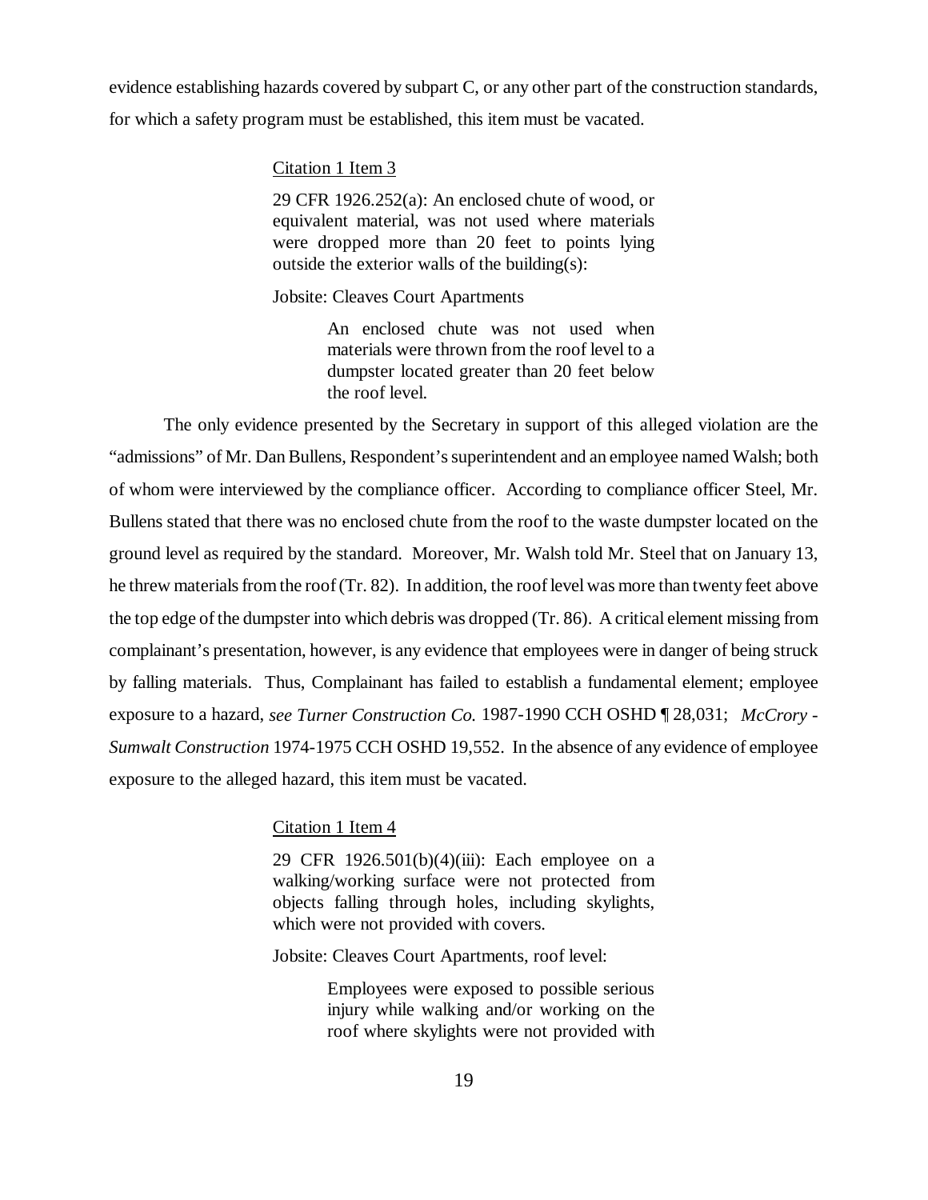evidence establishing hazards covered by subpart C, or any other part of the construction standards, for which a safety program must be established, this item must be vacated.

> <u>Citation 1 Item 3</u>
>
> 29 CFR 1926.252(a): An enclosed chute of wood, or equivalent material, was not used where materials were dropped more than 20 feet to points lying outside the exterior walls of the building(s):
>
> Jobsite: Cleaves Court Apartments
>
> > An enclosed chute was not used when materials were thrown from the roof level to a dumpster located greater than 20 feet below the roof level.

The only evidence presented by the Secretary in support of this alleged violation are the "admissions" of Mr. Dan Bullens, Respondent's superintendent and an employee named Walsh; both of whom were interviewed by the compliance officer. According to compliance officer Steel, Mr. Bullens stated that there was no enclosed chute from the roof to the waste dumpster located on the ground level as required by the standard. Moreover, Mr. Walsh told Mr. Steel that on January 13, he threw materials from the roof (Tr. 82). In addition, the roof level was more than twenty feet above the top edge of the dumpster into which debris was dropped (Tr. 86). A critical element missing from complainant's presentation, however, is any evidence that employees were in danger of being struck by falling materials. Thus, Complainant has failed to establish a fundamental element; employee exposure to a hazard, *see Turner Construction Co.* 1987-1990 CCH OSHD ¶ 28,031; *McCrory - Sumwalt Construction* 1974-1975 CCH OSHD 19,552. In the absence of any evidence of employee exposure to the alleged hazard, this item must be vacated.

> <u>Citation 1 Item 4</u>
>
> 29 CFR 1926.501(b)(4)(iii): Each employee on a walking/working surface were not protected from objects falling through holes, including skylights, which were not provided with covers.
>
> Jobsite: Cleaves Court Apartments, roof level:
>
> > Employees were exposed to possible serious injury while walking and/or working on the roof where skylights were not provided with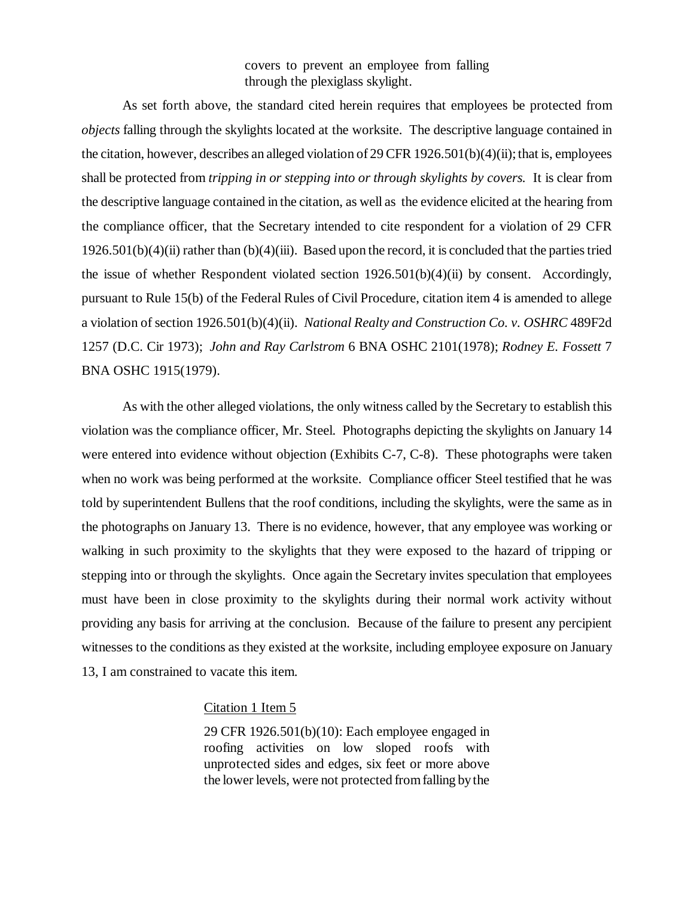> covers to prevent an employee from falling through the plexiglass skylight.

As set forth above, the standard cited herein requires that employees be protected from *objects* falling through the skylights located at the worksite. The descriptive language contained in the citation, however, describes an alleged violation of 29 CFR 1926.501(b)(4)(ii); that is, employees shall be protected from *tripping in or stepping into or through skylights by covers.* It is clear from the descriptive language contained in the citation, as well as the evidence elicited at the hearing from the compliance officer, that the Secretary intended to cite respondent for a violation of 29 CFR 1926.501(b)(4)(ii) rather than (b)(4)(iii). Based upon the record, it is concluded that the parties tried the issue of whether Respondent violated section 1926.501(b)(4)(ii) by consent. Accordingly, pursuant to Rule 15(b) of the Federal Rules of Civil Procedure, citation item 4 is amended to allege a violation of section 1926.501(b)(4)(ii). *National Realty and Construction Co. v. OSHRC* 489F2d 1257 (D.C. Cir 1973); *John and Ray Carlstrom* 6 BNA OSHC 2101(1978); *Rodney E. Fossett* 7 BNA OSHC 1915(1979).

As with the other alleged violations, the only witness called by the Secretary to establish this violation was the compliance officer, Mr. Steel. Photographs depicting the skylights on January 14 were entered into evidence without objection (Exhibits C-7, C-8). These photographs were taken when no work was being performed at the worksite. Compliance officer Steel testified that he was told by superintendent Bullens that the roof conditions, including the skylights, were the same as in the photographs on January 13. There is no evidence, however, that any employee was working or walking in such proximity to the skylights that they were exposed to the hazard of tripping or stepping into or through the skylights. Once again the Secretary invites speculation that employees must have been in close proximity to the skylights during their normal work activity without providing any basis for arriving at the conclusion. Because of the failure to present any percipient witnesses to the conditions as they existed at the worksite, including employee exposure on January 13, I am constrained to vacate this item.

Citation 1 Item 5

> 29 CFR 1926.501(b)(10): Each employee engaged in roofing activities on low sloped roofs with unprotected sides and edges, six feet or more above the lower levels, were not protected from falling by the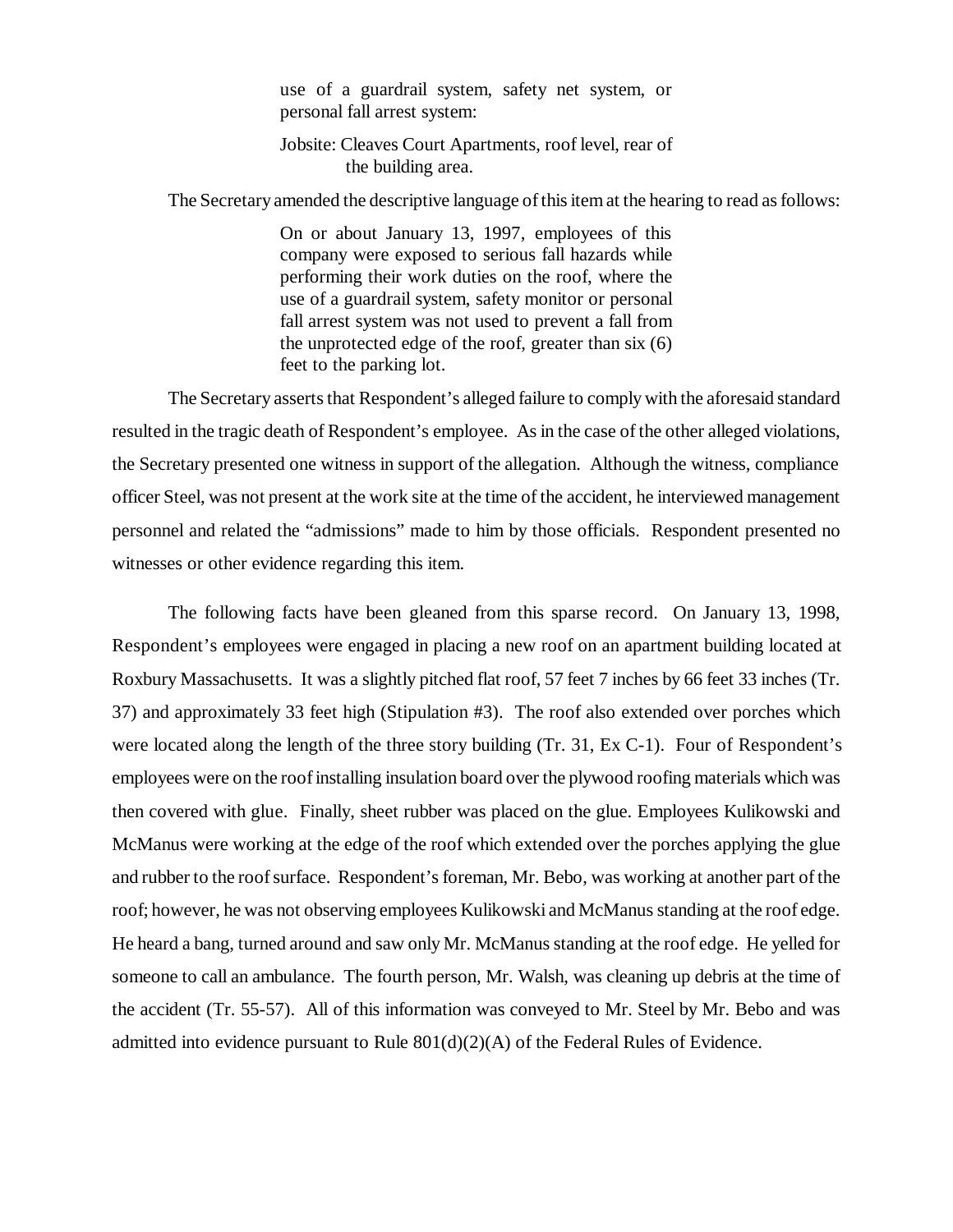> use of a guardrail system, safety net system, or personal fall arrest system:
>
> Jobsite: Cleaves Court Apartments, roof level, rear of the building area.

The Secretary amended the descriptive language of this item at the hearing to read as follows:

> On or about January 13, 1997, employees of this company were exposed to serious fall hazards while performing their work duties on the roof, where the use of a guardrail system, safety monitor or personal fall arrest system was not used to prevent a fall from the unprotected edge of the roof, greater than six (6) feet to the parking lot.

The Secretary asserts that Respondent's alleged failure to comply with the aforesaid standard resulted in the tragic death of Respondent's employee. As in the case of the other alleged violations, the Secretary presented one witness in support of the allegation. Although the witness, compliance officer Steel, was not present at the work site at the time of the accident, he interviewed management personnel and related the "admissions" made to him by those officials. Respondent presented no witnesses or other evidence regarding this item.

The following facts have been gleaned from this sparse record. On January 13, 1998, Respondent's employees were engaged in placing a new roof on an apartment building located at Roxbury Massachusetts. It was a slightly pitched flat roof, 57 feet 7 inches by 66 feet 33 inches (Tr. 37) and approximately 33 feet high (Stipulation #3). The roof also extended over porches which were located along the length of the three story building (Tr. 31, Ex C-1). Four of Respondent's employees were on the roof installing insulation board over the plywood roofing materials which was then covered with glue. Finally, sheet rubber was placed on the glue. Employees Kulikowski and McManus were working at the edge of the roof which extended over the porches applying the glue and rubber to the roof surface. Respondent's foreman, Mr. Bebo, was working at another part of the roof; however, he was not observing employees Kulikowski and McManus standing at the roof edge. He heard a bang, turned around and saw only Mr. McManus standing at the roof edge. He yelled for someone to call an ambulance. The fourth person, Mr. Walsh, was cleaning up debris at the time of the accident (Tr. 55-57). All of this information was conveyed to Mr. Steel by Mr. Bebo and was admitted into evidence pursuant to Rule 801(d)(2)(A) of the Federal Rules of Evidence.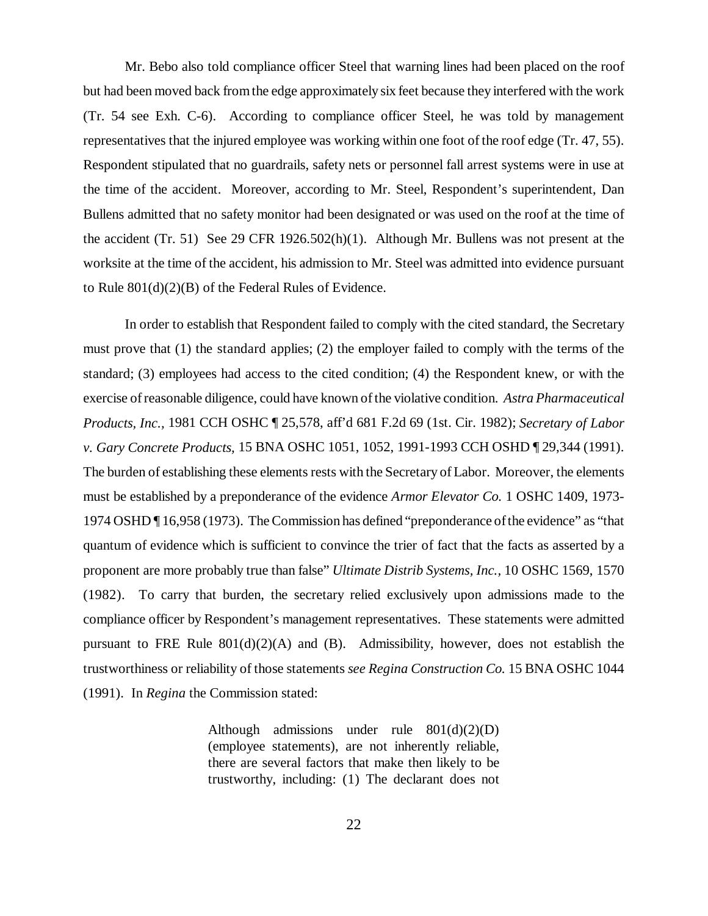Mr. Bebo also told compliance officer Steel that warning lines had been placed on the roof but had been moved back from the edge approximately six feet because they interfered with the work (Tr. 54 see Exh. C-6). According to compliance officer Steel, he was told by management representatives that the injured employee was working within one foot of the roof edge (Tr. 47, 55). Respondent stipulated that no guardrails, safety nets or personnel fall arrest systems were in use at the time of the accident. Moreover, according to Mr. Steel, Respondent's superintendent, Dan Bullens admitted that no safety monitor had been designated or was used on the roof at the time of the accident (Tr. 51) See 29 CFR 1926.502(h)(1). Although Mr. Bullens was not present at the worksite at the time of the accident, his admission to Mr. Steel was admitted into evidence pursuant to Rule 801(d)(2)(B) of the Federal Rules of Evidence.

In order to establish that Respondent failed to comply with the cited standard, the Secretary must prove that (1) the standard applies; (2) the employer failed to comply with the terms of the standard; (3) employees had access to the cited condition; (4) the Respondent knew, or with the exercise of reasonable diligence, could have known of the violative condition. *Astra Pharmaceutical Products, Inc.,* 1981 CCH OSHC ¶ 25,578, aff'd 681 F.2d 69 (1st. Cir. 1982); *Secretary of Labor v. Gary Concrete Products,* 15 BNA OSHC 1051, 1052, 1991-1993 CCH OSHD ¶ 29,344 (1991). The burden of establishing these elements rests with the Secretary of Labor. Moreover, the elements must be established by a preponderance of the evidence *Armor Elevator Co.* 1 OSHC 1409, 1973-1974 OSHD ¶ 16,958 (1973). The Commission has defined "preponderance of the evidence" as "that quantum of evidence which is sufficient to convince the trier of fact that the facts as asserted by a proponent are more probably true than false" *Ultimate Distrib Systems, Inc.*, 10 OSHC 1569, 1570 (1982). To carry that burden, the secretary relied exclusively upon admissions made to the compliance officer by Respondent's management representatives. These statements were admitted pursuant to FRE Rule 801(d)(2)(A) and (B). Admissibility, however, does not establish the trustworthiness or reliability of those statements *see Regina Construction Co.* 15 BNA OSHC 1044 (1991). In *Regina* the Commission stated:

> Although admissions under rule 801(d)(2)(D) (employee statements), are not inherently reliable, there are several factors that make then likely to be trustworthy, including: (1) The declarant does not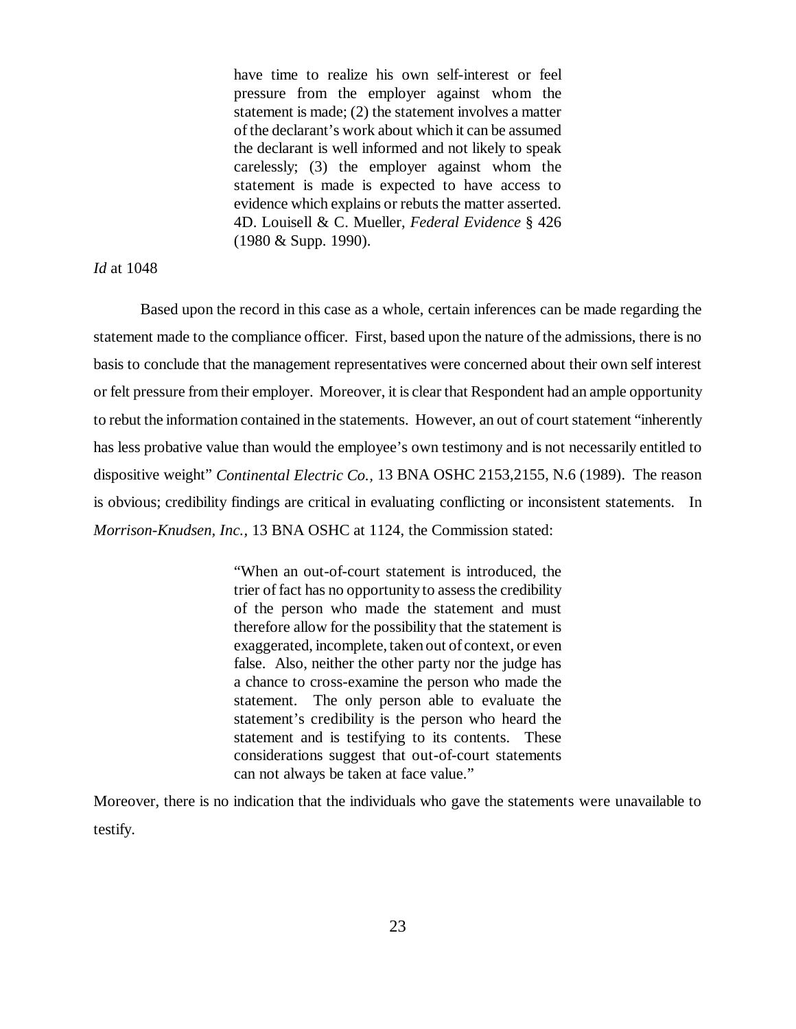> have time to realize his own self-interest or feel pressure from the employer against whom the statement is made; (2) the statement involves a matter of the declarant's work about which it can be assumed the declarant is well informed and not likely to speak carelessly; (3) the employer against whom the statement is made is expected to have access to evidence which explains or rebuts the matter asserted. 4D. Louisell & C. Mueller, *Federal Evidence* § 426 (1980 & Supp. 1990).

*Id* at 1048

Based upon the record in this case as a whole, certain inferences can be made regarding the statement made to the compliance officer. First, based upon the nature of the admissions, there is no basis to conclude that the management representatives were concerned about their own self interest or felt pressure from their employer. Moreover, it is clear that Respondent had an ample opportunity to rebut the information contained in the statements. However, an out of court statement "inherently has less probative value than would the employee's own testimony and is not necessarily entitled to dispositive weight" *Continental Electric Co.,* 13 BNA OSHC 2153,2155, N.6 (1989). The reason is obvious; credibility findings are critical in evaluating conflicting or inconsistent statements. In *Morrison-Knudsen, Inc.,* 13 BNA OSHC at 1124, the Commission stated:

> "When an out-of-court statement is introduced, the trier of fact has no opportunity to assess the credibility of the person who made the statement and must therefore allow for the possibility that the statement is exaggerated, incomplete, taken out of context, or even false. Also, neither the other party nor the judge has a chance to cross-examine the person who made the statement. The only person able to evaluate the statement's credibility is the person who heard the statement and is testifying to its contents. These considerations suggest that out-of-court statements can not always be taken at face value."

Moreover, there is no indication that the individuals who gave the statements were unavailable to testify.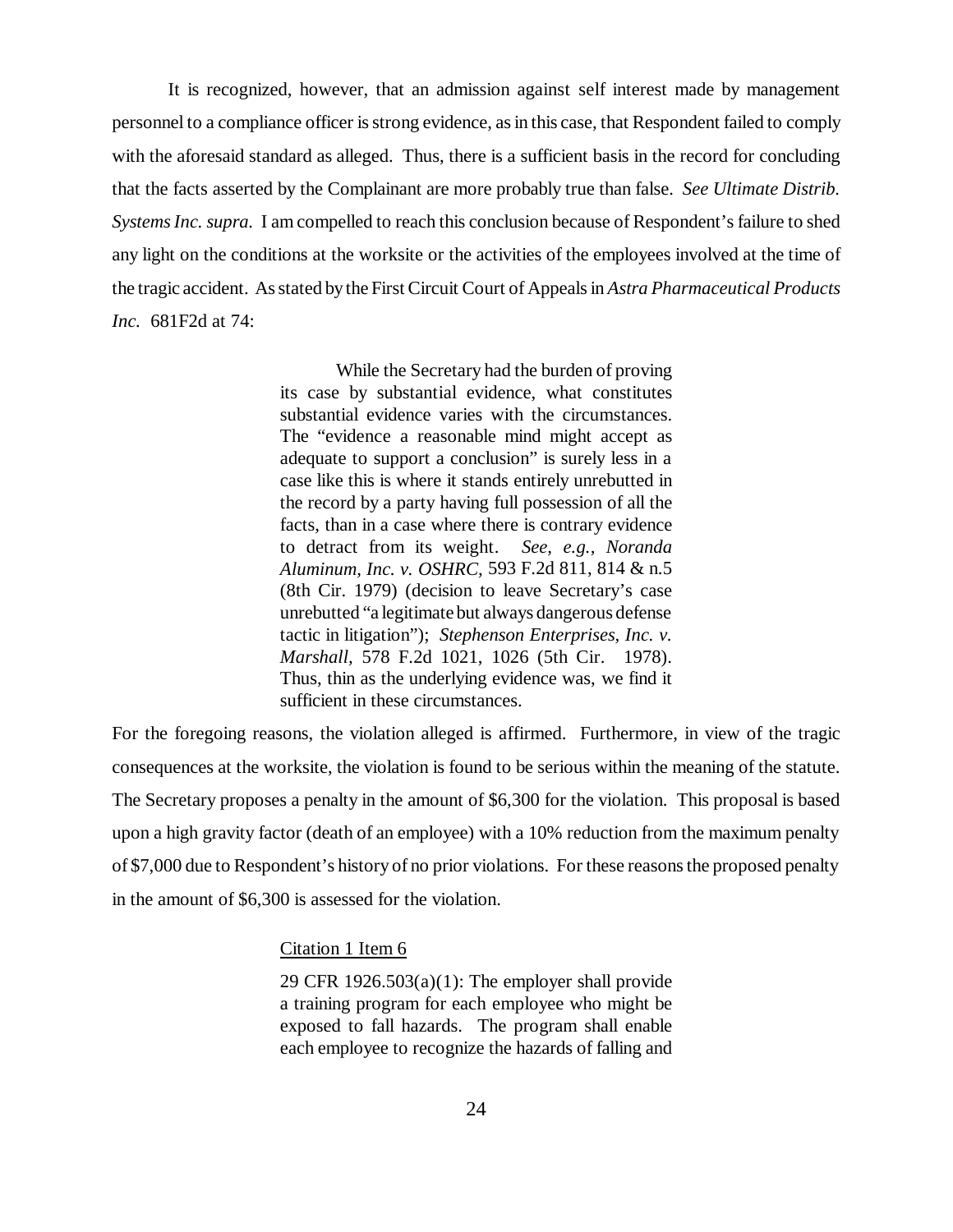It is recognized, however, that an admission against self interest made by management personnel to a compliance officer is strong evidence, as in this case, that Respondent failed to comply with the aforesaid standard as alleged. Thus, there is a sufficient basis in the record for concluding that the facts asserted by the Complainant are more probably true than false. *See Ultimate Distrib. Systems Inc. supra.* I am compelled to reach this conclusion because of Respondent's failure to shed any light on the conditions at the worksite or the activities of the employees involved at the time of the tragic accident. As stated by the First Circuit Court of Appeals in *Astra Pharmaceutical Products Inc.* 681F2d at 74:

> While the Secretary had the burden of proving its case by substantial evidence, what constitutes substantial evidence varies with the circumstances. The "evidence a reasonable mind might accept as adequate to support a conclusion" is surely less in a case like this is where it stands entirely unrebutted in the record by a party having full possession of all the facts, than in a case where there is contrary evidence to detract from its weight. *See, e.g., Noranda Aluminum, Inc. v. OSHRC,* 593 F.2d 811, 814 & n.5 (8th Cir. 1979) (decision to leave Secretary's case unrebutted "a legitimate but always dangerous defense tactic in litigation"); *Stephenson Enterprises, Inc. v. Marshall,* 578 F.2d 1021, 1026 (5th Cir. 1978). Thus, thin as the underlying evidence was, we find it sufficient in these circumstances.

For the foregoing reasons, the violation alleged is affirmed. Furthermore, in view of the tragic consequences at the worksite, the violation is found to be serious within the meaning of the statute. The Secretary proposes a penalty in the amount of $6,300 for the violation. This proposal is based upon a high gravity factor (death of an employee) with a 10% reduction from the maximum penalty of $7,000 due to Respondent's history of no prior violations. For these reasons the proposed penalty in the amount of $6,300 is assessed for the violation.

Citation 1 Item 6

> 29 CFR 1926.503(a)(1): The employer shall provide a training program for each employee who might be exposed to fall hazards. The program shall enable each employee to recognize the hazards of falling and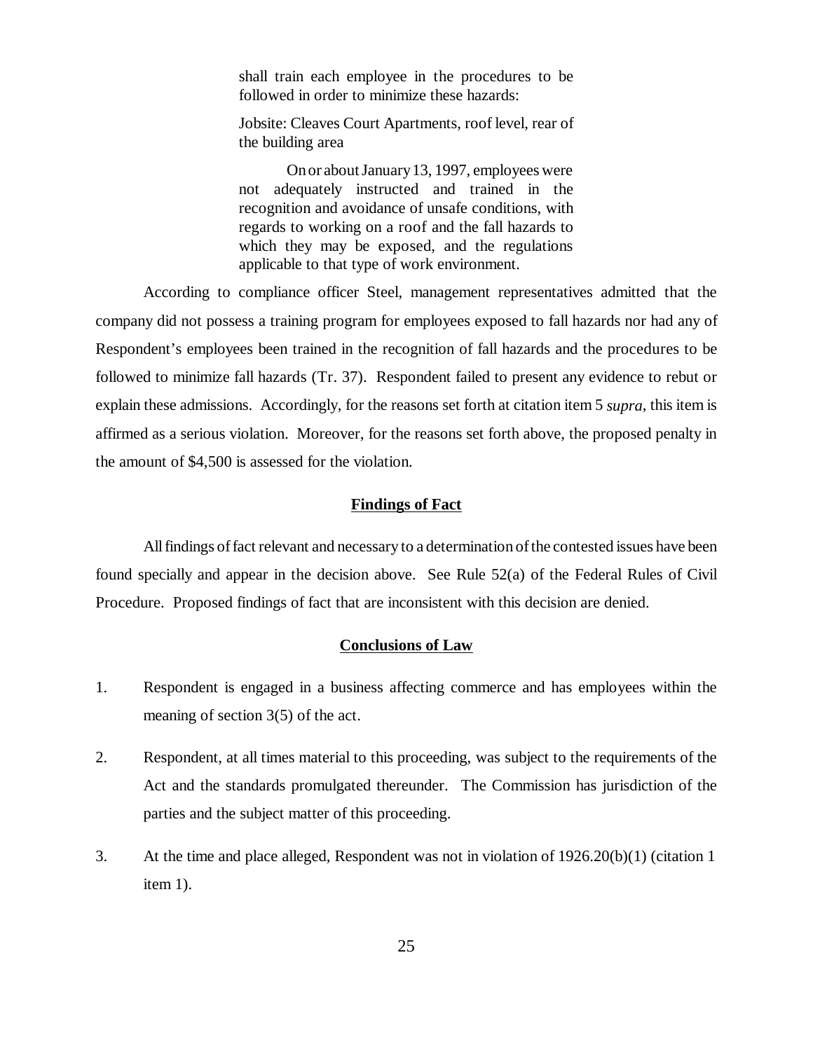> shall train each employee in the procedures to be followed in order to minimize these hazards:
>
> Jobsite: Cleaves Court Apartments, roof level, rear of the building area
>
> On or about January 13, 1997, employees were not adequately instructed and trained in the recognition and avoidance of unsafe conditions, with regards to working on a roof and the fall hazards to which they may be exposed, and the regulations applicable to that type of work environment.

According to compliance officer Steel, management representatives admitted that the company did not possess a training program for employees exposed to fall hazards nor had any of Respondent's employees been trained in the recognition of fall hazards and the procedures to be followed to minimize fall hazards (Tr. 37). Respondent failed to present any evidence to rebut or explain these admissions. Accordingly, for the reasons set forth at citation item 5 *supra*, this item is affirmed as a serious violation. Moreover, for the reasons set forth above, the proposed penalty in the amount of $4,500 is assessed for the violation.

**Findings of Fact**

All findings of fact relevant and necessary to a determination of the contested issues have been found specially and appear in the decision above. See Rule 52(a) of the Federal Rules of Civil Procedure. Proposed findings of fact that are inconsistent with this decision are denied.

**Conclusions of Law**

1. Respondent is engaged in a business affecting commerce and has employees within the meaning of section 3(5) of the act.

2. Respondent, at all times material to this proceeding, was subject to the requirements of the Act and the standards promulgated thereunder. The Commission has jurisdiction of the parties and the subject matter of this proceeding.

3. At the time and place alleged, Respondent was not in violation of 1926.20(b)(1) (citation 1 item 1).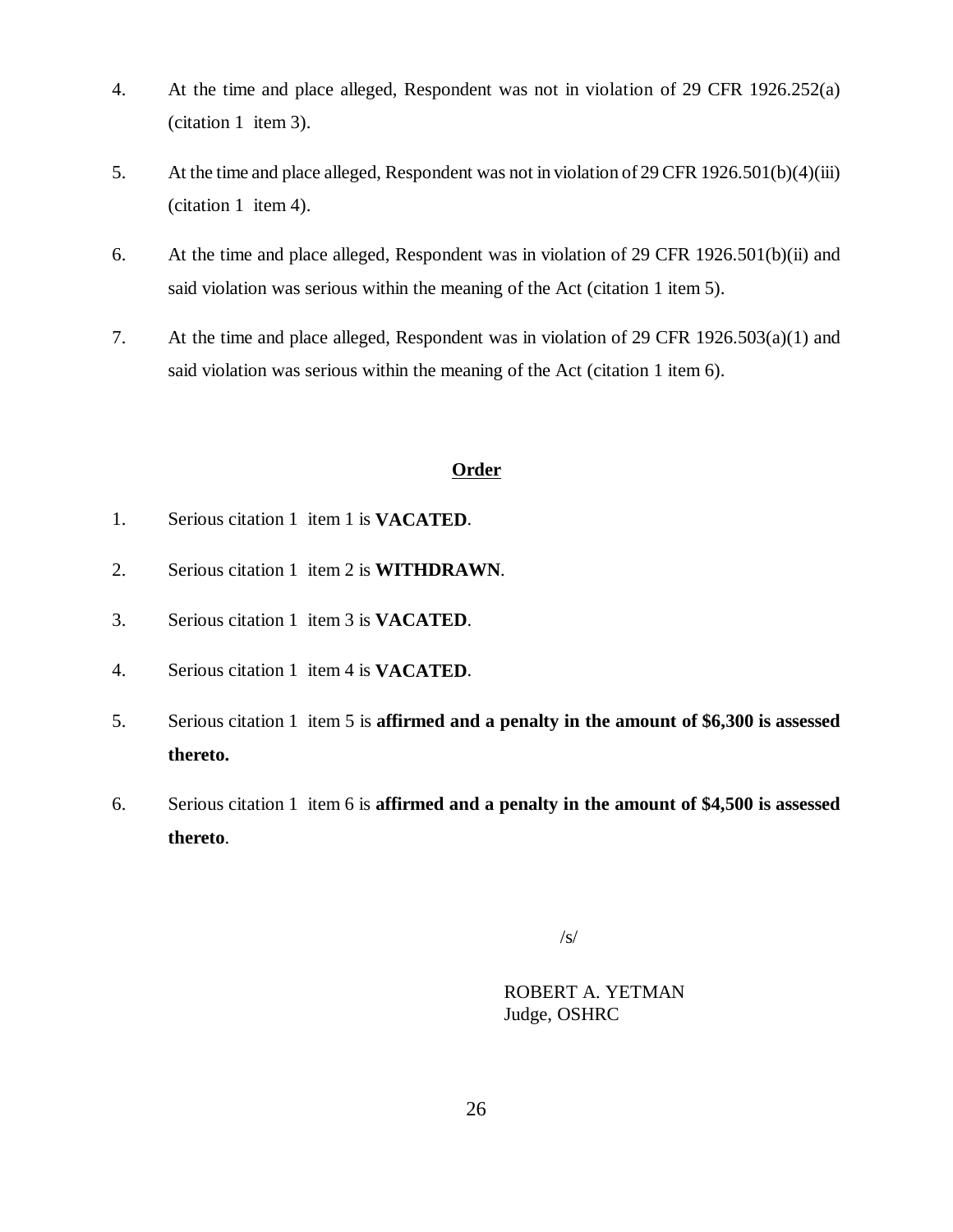4. At the time and place alleged, Respondent was not in violation of 29 CFR 1926.252(a) (citation 1 item 3).

5. At the time and place alleged, Respondent was not in violation of 29 CFR 1926.501(b)(4)(iii) (citation 1 item 4).

6. At the time and place alleged, Respondent was in violation of 29 CFR 1926.501(b)(ii) and said violation was serious within the meaning of the Act (citation 1 item 5).

7. At the time and place alleged, Respondent was in violation of 29 CFR 1926.503(a)(1) and said violation was serious within the meaning of the Act (citation 1 item 6).

## Order

1. Serious citation 1 item 1 is **VACATED**.

2. Serious citation 1 item 2 is **WITHDRAWN**.

3. Serious citation 1 item 3 is **VACATED**.

4. Serious citation 1 item 4 is **VACATED**.

5. Serious citation 1 item 5 is **affirmed and a penalty in the amount of $6,300 is assessed thereto.**

6. Serious citation 1 item 6 is **affirmed and a penalty in the amount of $4,500 is assessed thereto**.

/s/

ROBERT A. YETMAN
Judge, OSHRC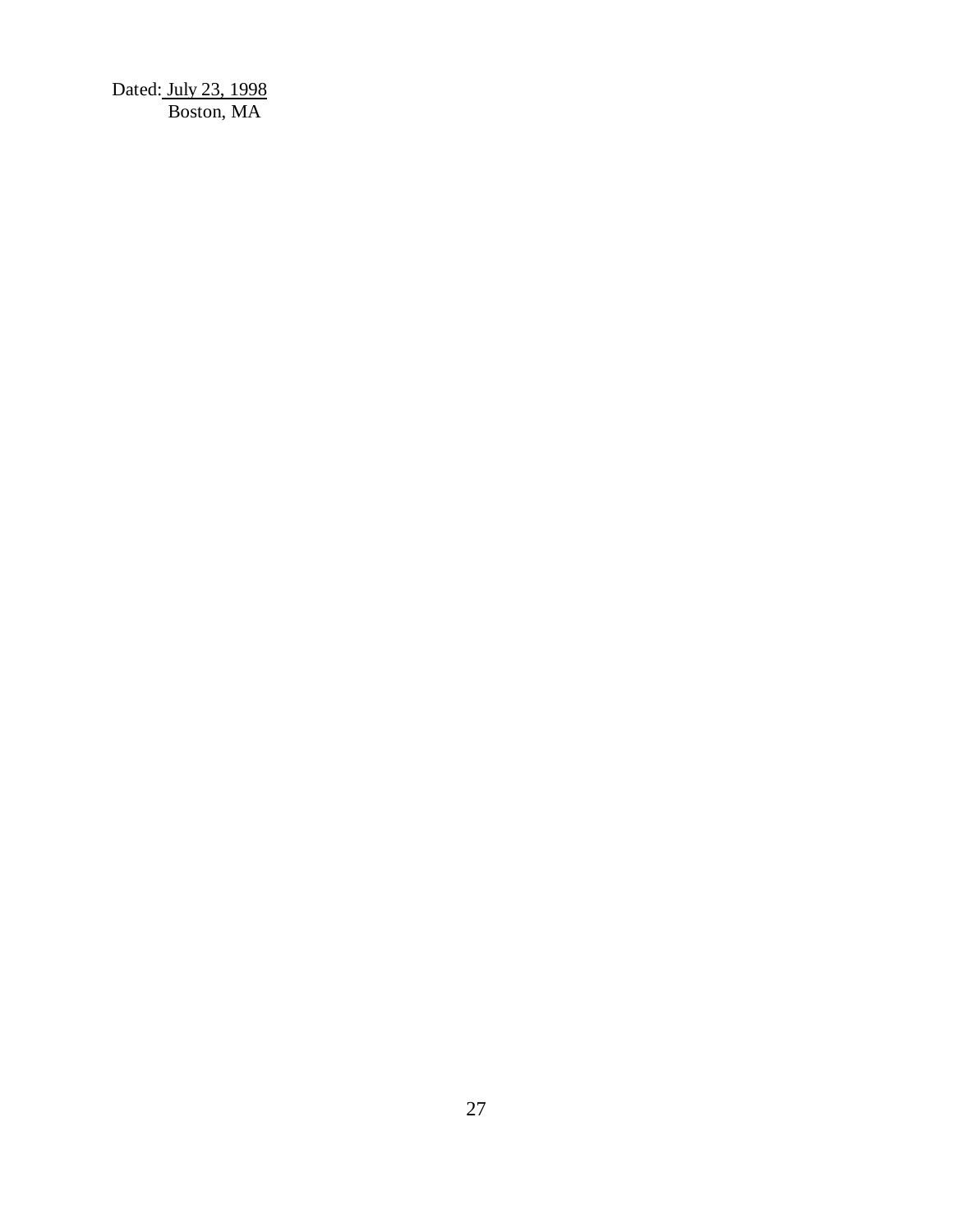Dated: <u>July 23, 1998</u>
Boston, MA